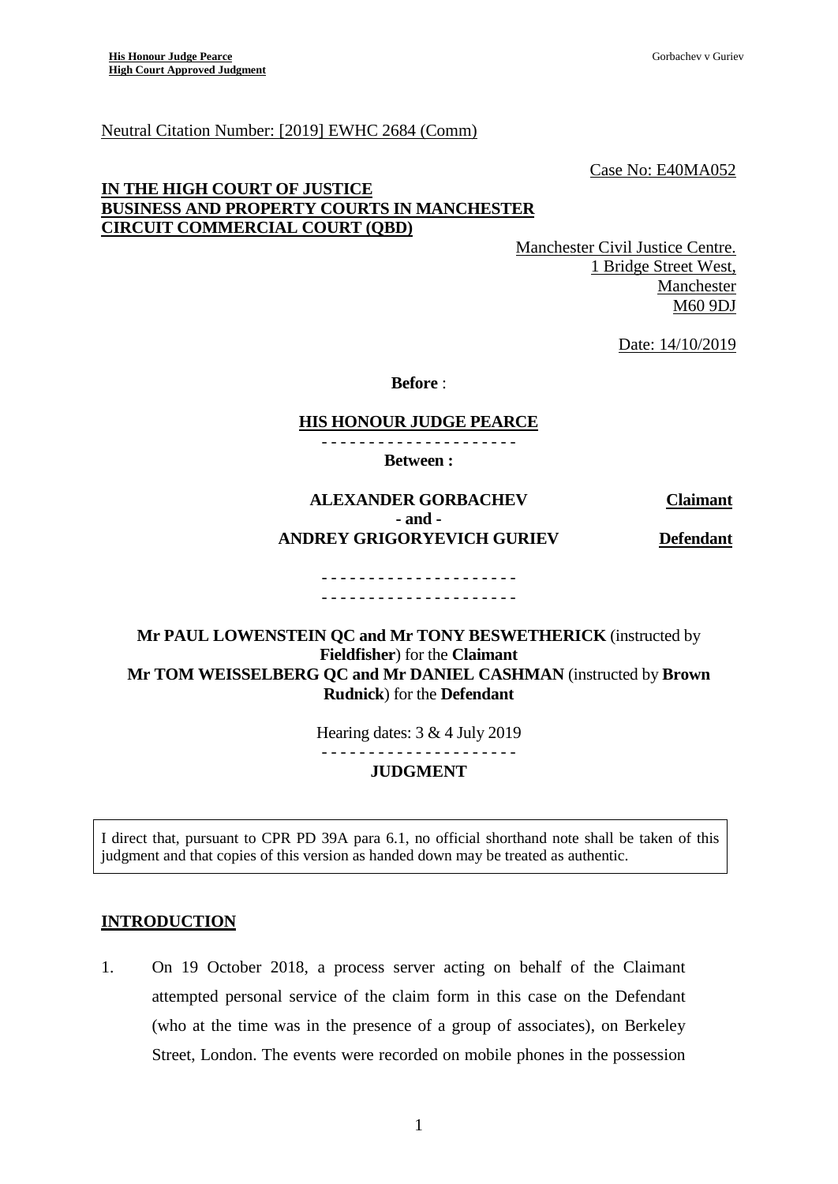Neutral Citation Number: [2019] EWHC 2684 (Comm)

Case No: E40MA052

**IN THE HIGH COURT OF JUSTICE**
**BUSINESS AND PROPERTY COURTS IN MANCHESTER**
**CIRCUIT COMMERCIAL COURT (QBD)**

Manchester Civil Justice Centre.
1 Bridge Street West,
Manchester
M60 9DJ

Date: 14/10/2019

**Before** :

**HIS HONOUR JUDGE PEARCE**

- - - - - - - - - - - - - - - - - - - - -

**Between :**

| | |
|---|---|
| **ALEXANDER GORBACHEV** | **Claimant** |
| **- and -** | |
| **ANDREY GRIGORYEVICH GURIEV** | **Defendant** |

- - - - - - - - - - - - - - - - - - - - -
- - - - - - - - - - - - - - - - - - - - -

**Mr PAUL LOWENSTEIN QC and Mr TONY BESWETHERICK** (instructed by **Fieldfisher**) for the **Claimant**
**Mr TOM WEISSELBERG QC and Mr DANIEL CASHMAN** (instructed by **Brown Rudnick**) for the **Defendant**

Hearing dates: 3 & 4 July 2019

- - - - - - - - - - - - - - - - - - - - -

**JUDGMENT**

I direct that, pursuant to CPR PD 39A para 6.1, no official shorthand note shall be taken of this judgment and that copies of this version as handed down may be treated as authentic.

## INTRODUCTION

1. On 19 October 2018, a process server acting on behalf of the Claimant attempted personal service of the claim form in this case on the Defendant (who at the time was in the presence of a group of associates), on Berkeley Street, London. The events were recorded on mobile phones in the possession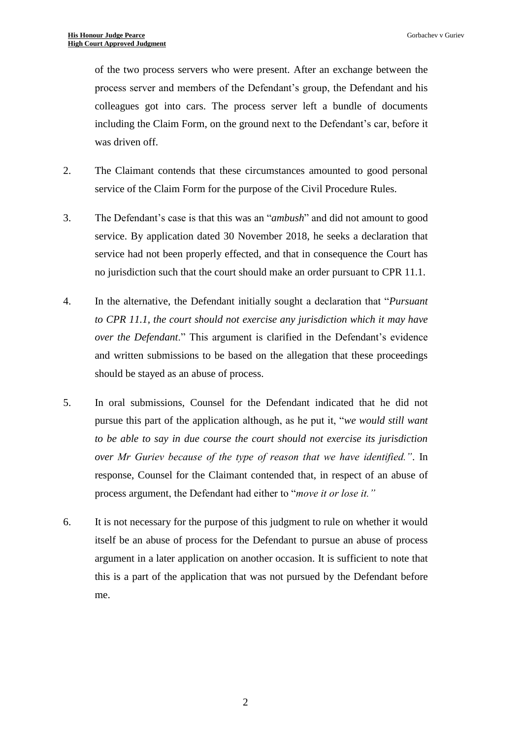of the two process servers who were present. After an exchange between the process server and members of the Defendant's group, the Defendant and his colleagues got into cars. The process server left a bundle of documents including the Claim Form, on the ground next to the Defendant's car, before it was driven off.

2. The Claimant contends that these circumstances amounted to good personal service of the Claim Form for the purpose of the Civil Procedure Rules.

3. The Defendant's case is that this was an "*ambush*" and did not amount to good service. By application dated 30 November 2018, he seeks a declaration that service had not been properly effected, and that in consequence the Court has no jurisdiction such that the court should make an order pursuant to CPR 11.1.

4. In the alternative, the Defendant initially sought a declaration that "*Pursuant to CPR 11.1, the court should not exercise any jurisdiction which it may have over the Defendant*." This argument is clarified in the Defendant's evidence and written submissions to be based on the allegation that these proceedings should be stayed as an abuse of process.

5. In oral submissions, Counsel for the Defendant indicated that he did not pursue this part of the application although, as he put it, "*we would still want to be able to say in due course the court should not exercise its jurisdiction over Mr Guriev because of the type of reason that we have identified.*". In response, Counsel for the Claimant contended that, in respect of an abuse of process argument, the Defendant had either to "*move it or lose it.*"

6. It is not necessary for the purpose of this judgment to rule on whether it would itself be an abuse of process for the Defendant to pursue an abuse of process argument in a later application on another occasion. It is sufficient to note that this is a part of the application that was not pursued by the Defendant before me.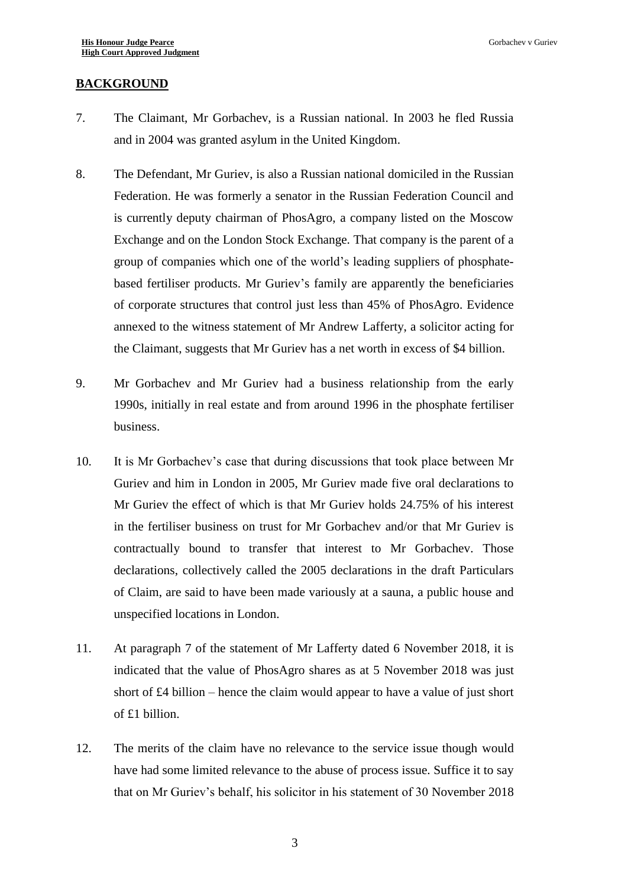## BACKGROUND

7. The Claimant, Mr Gorbachev, is a Russian national. In 2003 he fled Russia and in 2004 was granted asylum in the United Kingdom.

8. The Defendant, Mr Guriev, is also a Russian national domiciled in the Russian Federation. He was formerly a senator in the Russian Federation Council and is currently deputy chairman of PhosAgro, a company listed on the Moscow Exchange and on the London Stock Exchange. That company is the parent of a group of companies which one of the world's leading suppliers of phosphate-based fertiliser products. Mr Guriev's family are apparently the beneficiaries of corporate structures that control just less than 45% of PhosAgro. Evidence annexed to the witness statement of Mr Andrew Lafferty, a solicitor acting for the Claimant, suggests that Mr Guriev has a net worth in excess of $4 billion.

9. Mr Gorbachev and Mr Guriev had a business relationship from the early 1990s, initially in real estate and from around 1996 in the phosphate fertiliser business.

10. It is Mr Gorbachev's case that during discussions that took place between Mr Guriev and him in London in 2005, Mr Guriev made five oral declarations to Mr Guriev the effect of which is that Mr Guriev holds 24.75% of his interest in the fertiliser business on trust for Mr Gorbachev and/or that Mr Guriev is contractually bound to transfer that interest to Mr Gorbachev. Those declarations, collectively called the 2005 declarations in the draft Particulars of Claim, are said to have been made variously at a sauna, a public house and unspecified locations in London.

11. At paragraph 7 of the statement of Mr Lafferty dated 6 November 2018, it is indicated that the value of PhosAgro shares as at 5 November 2018 was just short of £4 billion – hence the claim would appear to have a value of just short of £1 billion.

12. The merits of the claim have no relevance to the service issue though would have had some limited relevance to the abuse of process issue. Suffice it to say that on Mr Guriev's behalf, his solicitor in his statement of 30 November 2018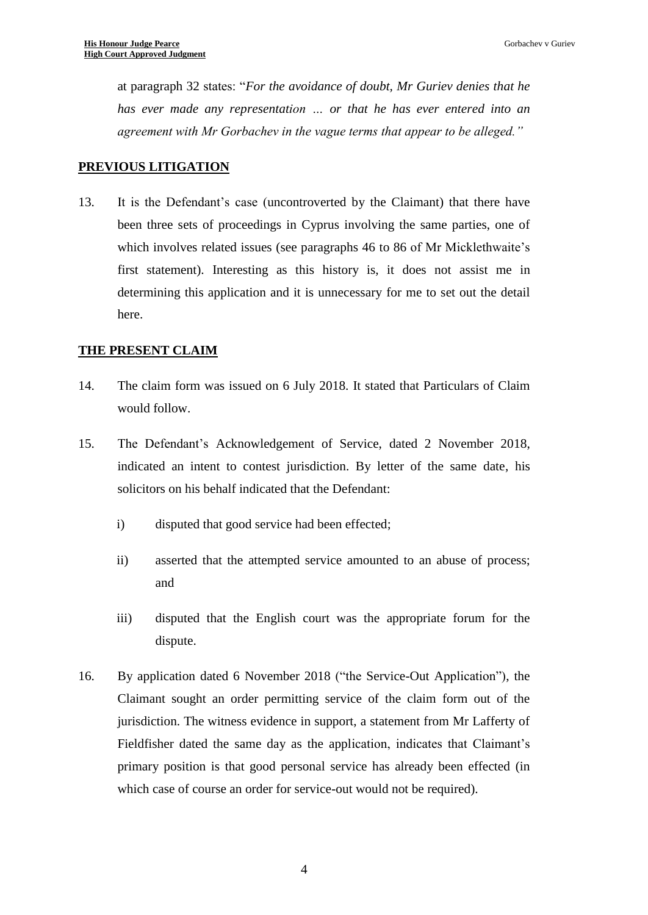at paragraph 32 states: "*For the avoidance of doubt, Mr Guriev denies that he has ever made any representation … or that he has ever entered into an agreement with Mr Gorbachev in the vague terms that appear to be alleged.*"

## PREVIOUS LITIGATION

13. It is the Defendant's case (uncontroverted by the Claimant) that there have been three sets of proceedings in Cyprus involving the same parties, one of which involves related issues (see paragraphs 46 to 86 of Mr Micklethwaite's first statement). Interesting as this history is, it does not assist me in determining this application and it is unnecessary for me to set out the detail here.

## THE PRESENT CLAIM

14. The claim form was issued on 6 July 2018. It stated that Particulars of Claim would follow.

15. The Defendant's Acknowledgement of Service, dated 2 November 2018, indicated an intent to contest jurisdiction. By letter of the same date, his solicitors on his behalf indicated that the Defendant:

    i) disputed that good service had been effected;

    ii) asserted that the attempted service amounted to an abuse of process; and

    iii) disputed that the English court was the appropriate forum for the dispute.

16. By application dated 6 November 2018 ("the Service-Out Application"), the Claimant sought an order permitting service of the claim form out of the jurisdiction. The witness evidence in support, a statement from Mr Lafferty of Fieldfisher dated the same day as the application, indicates that Claimant's primary position is that good personal service has already been effected (in which case of course an order for service-out would not be required).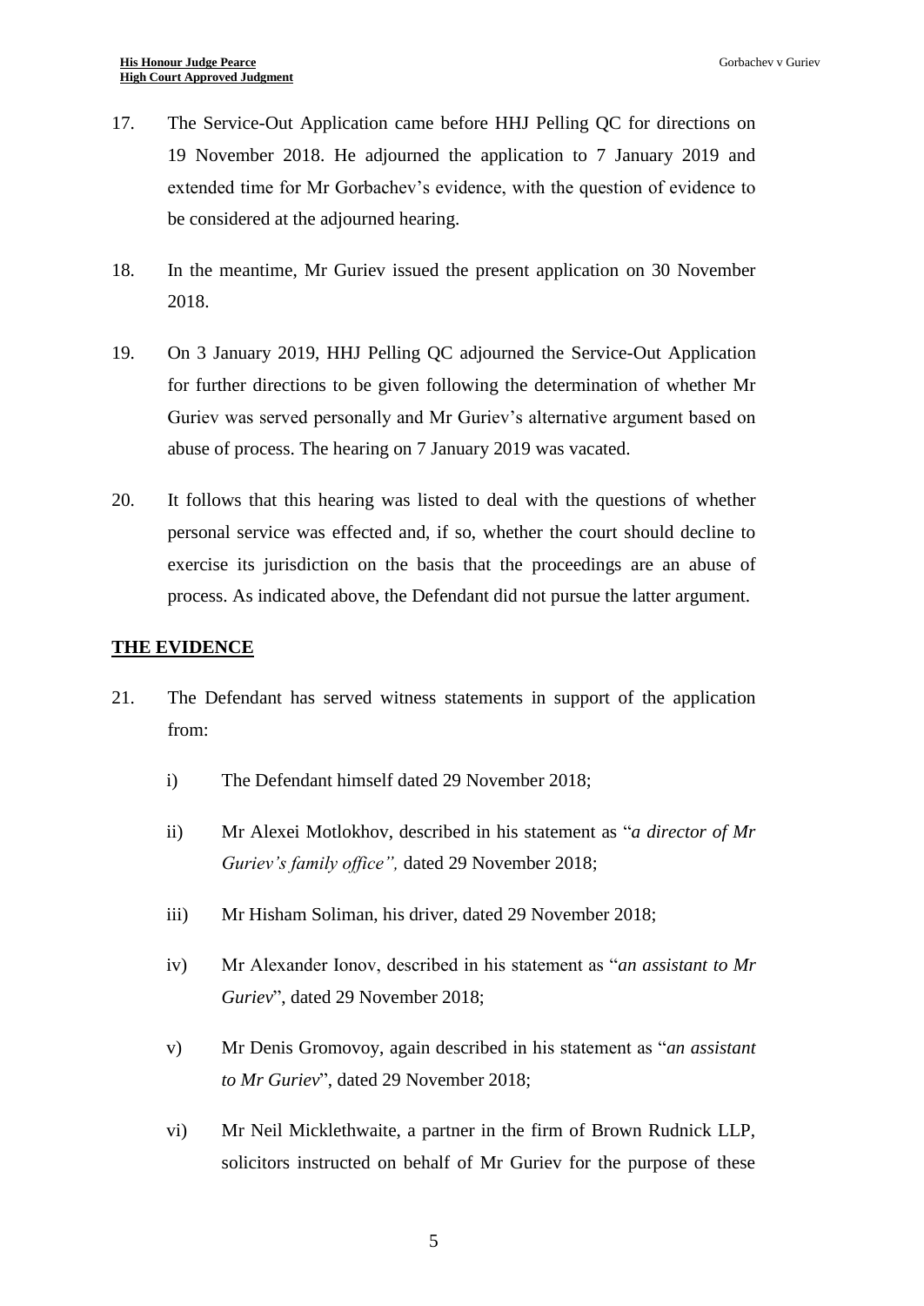17. The Service-Out Application came before HHJ Pelling QC for directions on 19 November 2018. He adjourned the application to 7 January 2019 and extended time for Mr Gorbachev's evidence, with the question of evidence to be considered at the adjourned hearing.

18. In the meantime, Mr Guriev issued the present application on 30 November 2018.

19. On 3 January 2019, HHJ Pelling QC adjourned the Service-Out Application for further directions to be given following the determination of whether Mr Guriev was served personally and Mr Guriev's alternative argument based on abuse of process. The hearing on 7 January 2019 was vacated.

20. It follows that this hearing was listed to deal with the questions of whether personal service was effected and, if so, whether the court should decline to exercise its jurisdiction on the basis that the proceedings are an abuse of process. As indicated above, the Defendant did not pursue the latter argument.

## THE EVIDENCE

21. The Defendant has served witness statements in support of the application from:

    i) The Defendant himself dated 29 November 2018;

    ii) Mr Alexei Motlokhov, described in his statement as "*a director of Mr Guriev's family office",* dated 29 November 2018;

    iii) Mr Hisham Soliman, his driver, dated 29 November 2018;

    iv) Mr Alexander Ionov, described in his statement as "*an assistant to Mr Guriev*", dated 29 November 2018;

    v) Mr Denis Gromovoy, again described in his statement as "*an assistant to Mr Guriev*", dated 29 November 2018;

    vi) Mr Neil Micklethwaite, a partner in the firm of Brown Rudnick LLP, solicitors instructed on behalf of Mr Guriev for the purpose of these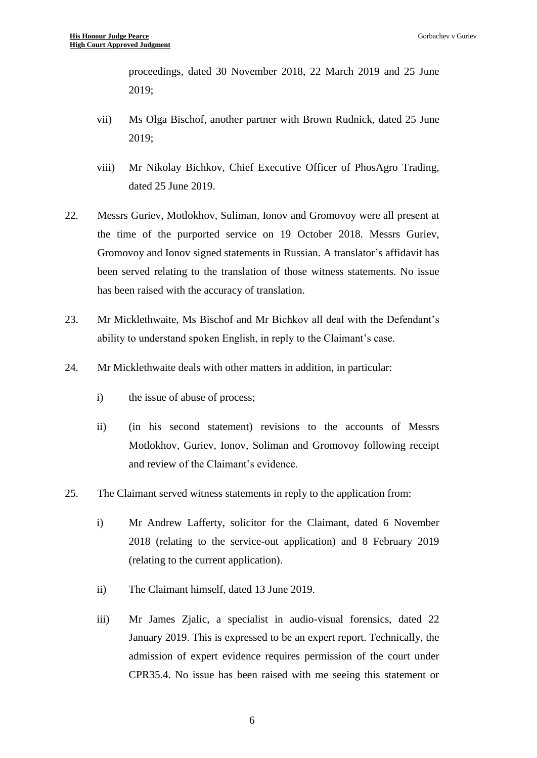proceedings, dated 30 November 2018, 22 March 2019 and 25 June 2019;

vii) Ms Olga Bischof, another partner with Brown Rudnick, dated 25 June 2019;

viii) Mr Nikolay Bichkov, Chief Executive Officer of PhosAgro Trading, dated 25 June 2019.

22. Messrs Guriev, Motlokhov, Suliman, Ionov and Gromovoy were all present at the time of the purported service on 19 October 2018. Messrs Guriev, Gromovoy and Ionov signed statements in Russian. A translator's affidavit has been served relating to the translation of those witness statements. No issue has been raised with the accuracy of translation.

23. Mr Micklethwaite, Ms Bischof and Mr Bichkov all deal with the Defendant's ability to understand spoken English, in reply to the Claimant's case.

24. Mr Micklethwaite deals with other matters in addition, in particular:

i) the issue of abuse of process;

ii) (in his second statement) revisions to the accounts of Messrs Motlokhov, Guriev, Ionov, Soliman and Gromovoy following receipt and review of the Claimant's evidence.

25. The Claimant served witness statements in reply to the application from:

i) Mr Andrew Lafferty, solicitor for the Claimant, dated 6 November 2018 (relating to the service-out application) and 8 February 2019 (relating to the current application).

ii) The Claimant himself, dated 13 June 2019.

iii) Mr James Zjalic, a specialist in audio-visual forensics, dated 22 January 2019. This is expressed to be an expert report. Technically, the admission of expert evidence requires permission of the court under CPR35.4. No issue has been raised with me seeing this statement or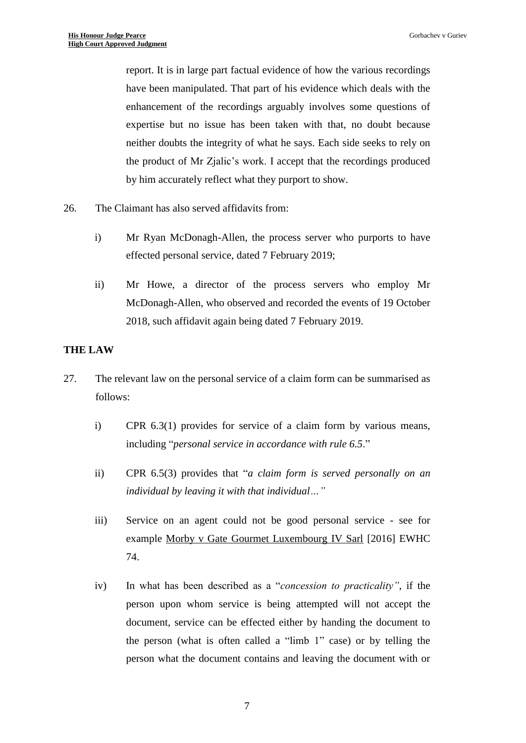report. It is in large part factual evidence of how the various recordings have been manipulated. That part of his evidence which deals with the enhancement of the recordings arguably involves some questions of expertise but no issue has been taken with that, no doubt because neither doubts the integrity of what he says. Each side seeks to rely on the product of Mr Zjalic's work. I accept that the recordings produced by him accurately reflect what they purport to show.

26. The Claimant has also served affidavits from:

   i) Mr Ryan McDonagh-Allen, the process server who purports to have effected personal service, dated 7 February 2019;

   ii) Mr Howe, a director of the process servers who employ Mr McDonagh-Allen, who observed and recorded the events of 19 October 2018, such affidavit again being dated 7 February 2019.

## THE LAW

27. The relevant law on the personal service of a claim form can be summarised as follows:

   i) CPR 6.3(1) provides for service of a claim form by various means, including "*personal service in accordance with rule 6.5*."

   ii) CPR 6.5(3) provides that "*a claim form is served personally on an individual by leaving it with that individual…"*

   iii) Service on an agent could not be good personal service - see for example Morby v Gate Gourmet Luxembourg IV Sarl [2016] EWHC 74.

   iv) In what has been described as a "*concession to practicality"*, if the person upon whom service is being attempted will not accept the document, service can be effected either by handing the document to the person (what is often called a "limb 1" case) or by telling the person what the document contains and leaving the document with or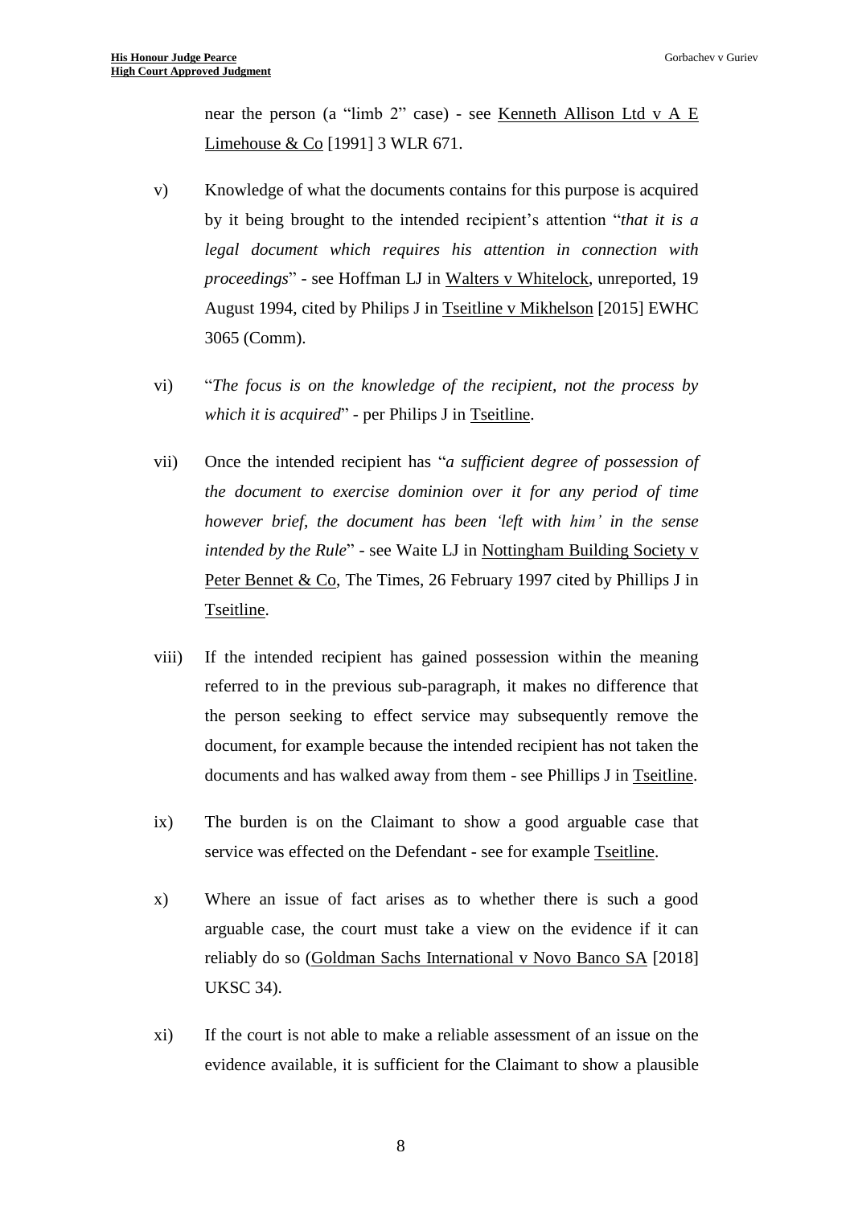near the person (a "limb 2" case) - see Kenneth Allison Ltd v A E Limehouse & Co [1991] 3 WLR 671.

v) Knowledge of what the documents contains for this purpose is acquired by it being brought to the intended recipient's attention "*that it is a legal document which requires his attention in connection with proceedings*" - see Hoffman LJ in Walters v Whitelock, unreported, 19 August 1994, cited by Philips J in Tseitline v Mikhelson [2015] EWHC 3065 (Comm).

vi) "*The focus is on the knowledge of the recipient, not the process by which it is acquired*" - per Philips J in Tseitline.

vii) Once the intended recipient has "*a sufficient degree of possession of the document to exercise dominion over it for any period of time however brief, the document has been 'left with him' in the sense intended by the Rule*" - see Waite LJ in Nottingham Building Society v Peter Bennet & Co, The Times, 26 February 1997 cited by Phillips J in Tseitline.

viii) If the intended recipient has gained possession within the meaning referred to in the previous sub-paragraph, it makes no difference that the person seeking to effect service may subsequently remove the document, for example because the intended recipient has not taken the documents and has walked away from them - see Phillips J in Tseitline.

ix) The burden is on the Claimant to show a good arguable case that service was effected on the Defendant - see for example Tseitline.

x) Where an issue of fact arises as to whether there is such a good arguable case, the court must take a view on the evidence if it can reliably do so (Goldman Sachs International v Novo Banco SA [2018] UKSC 34).

xi) If the court is not able to make a reliable assessment of an issue on the evidence available, it is sufficient for the Claimant to show a plausible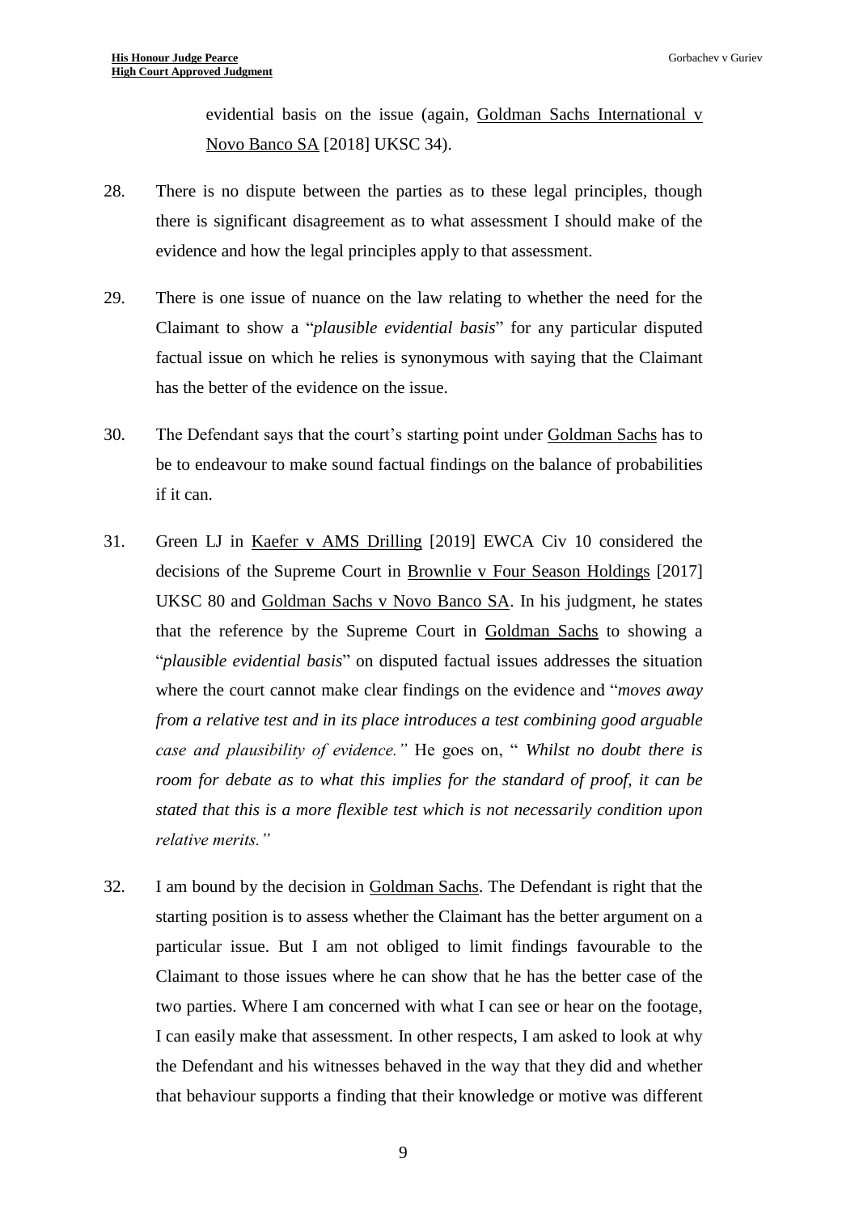evidential basis on the issue (again, Goldman Sachs International v Novo Banco SA [2018] UKSC 34).

28. There is no dispute between the parties as to these legal principles, though there is significant disagreement as to what assessment I should make of the evidence and how the legal principles apply to that assessment.

29. There is one issue of nuance on the law relating to whether the need for the Claimant to show a "*plausible evidential basis*" for any particular disputed factual issue on which he relies is synonymous with saying that the Claimant has the better of the evidence on the issue.

30. The Defendant says that the court's starting point under Goldman Sachs has to be to endeavour to make sound factual findings on the balance of probabilities if it can.

31. Green LJ in Kaefer v AMS Drilling [2019] EWCA Civ 10 considered the decisions of the Supreme Court in Brownlie v Four Season Holdings [2017] UKSC 80 and Goldman Sachs v Novo Banco SA. In his judgment, he states that the reference by the Supreme Court in Goldman Sachs to showing a "*plausible evidential basis*" on disputed factual issues addresses the situation where the court cannot make clear findings on the evidence and "*moves away from a relative test and in its place introduces a test combining good arguable case and plausibility of evidence.*" He goes on, " *Whilst no doubt there is room for debate as to what this implies for the standard of proof, it can be stated that this is a more flexible test which is not necessarily condition upon relative merits.*"

32. I am bound by the decision in Goldman Sachs. The Defendant is right that the starting position is to assess whether the Claimant has the better argument on a particular issue. But I am not obliged to limit findings favourable to the Claimant to those issues where he can show that he has the better case of the two parties. Where I am concerned with what I can see or hear on the footage, I can easily make that assessment. In other respects, I am asked to look at why the Defendant and his witnesses behaved in the way that they did and whether that behaviour supports a finding that their knowledge or motive was different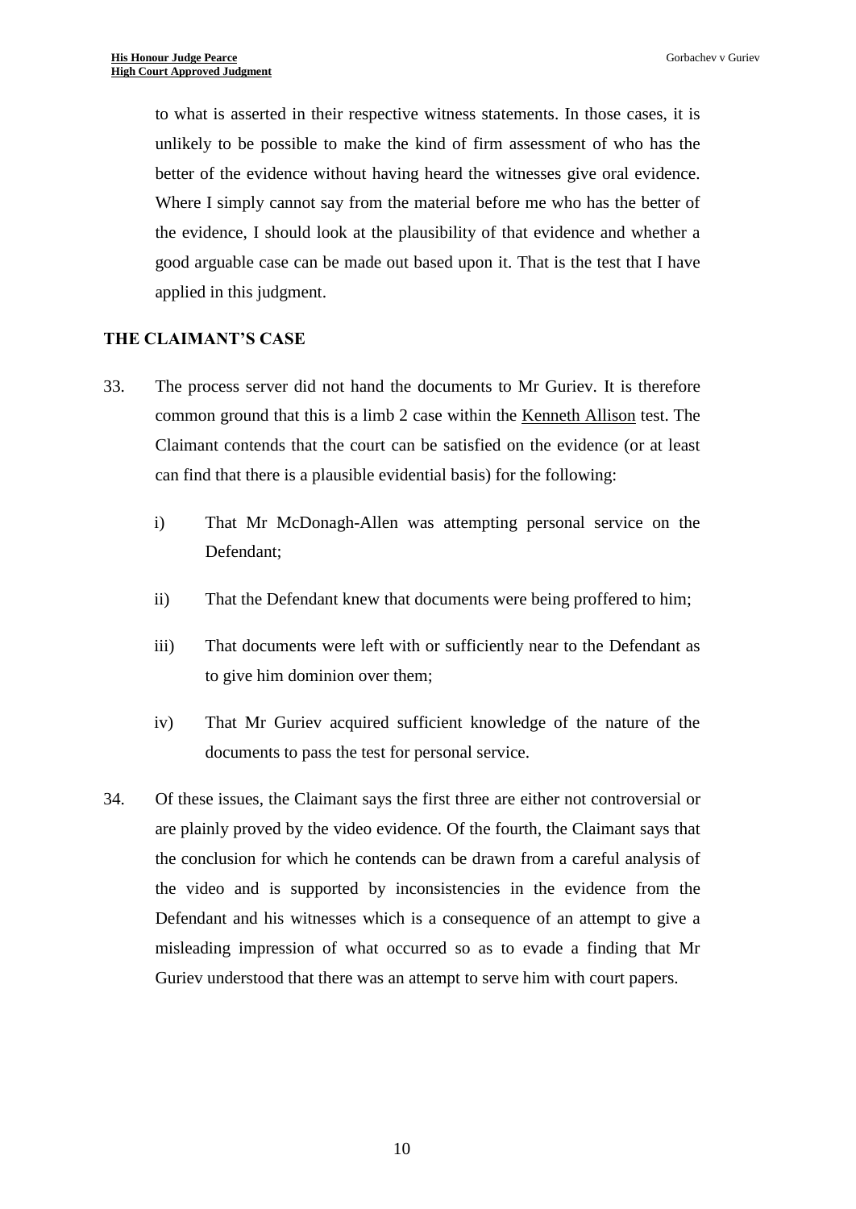to what is asserted in their respective witness statements. In those cases, it is unlikely to be possible to make the kind of firm assessment of who has the better of the evidence without having heard the witnesses give oral evidence. Where I simply cannot say from the material before me who has the better of the evidence, I should look at the plausibility of that evidence and whether a good arguable case can be made out based upon it. That is the test that I have applied in this judgment.

## THE CLAIMANT'S CASE

33. The process server did not hand the documents to Mr Guriev. It is therefore common ground that this is a limb 2 case within the Kenneth Allison test. The Claimant contends that the court can be satisfied on the evidence (or at least can find that there is a plausible evidential basis) for the following:

    i) That Mr McDonagh-Allen was attempting personal service on the Defendant;

    ii) That the Defendant knew that documents were being proffered to him;

    iii) That documents were left with or sufficiently near to the Defendant as to give him dominion over them;

    iv) That Mr Guriev acquired sufficient knowledge of the nature of the documents to pass the test for personal service.

34. Of these issues, the Claimant says the first three are either not controversial or are plainly proved by the video evidence. Of the fourth, the Claimant says that the conclusion for which he contends can be drawn from a careful analysis of the video and is supported by inconsistencies in the evidence from the Defendant and his witnesses which is a consequence of an attempt to give a misleading impression of what occurred so as to evade a finding that Mr Guriev understood that there was an attempt to serve him with court papers.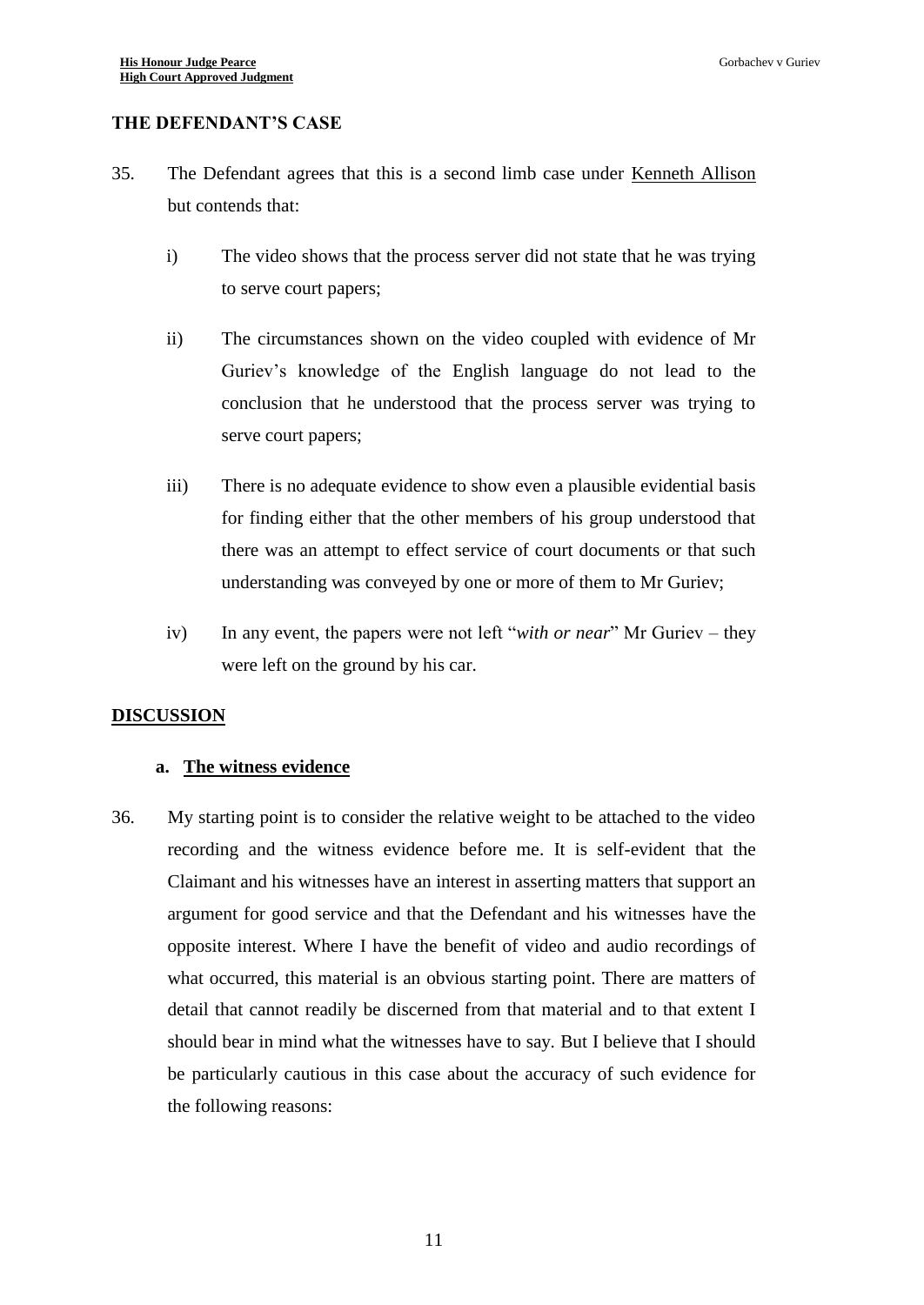## THE DEFENDANT'S CASE

35. The Defendant agrees that this is a second limb case under Kenneth Allison but contends that:

    i) The video shows that the process server did not state that he was trying to serve court papers;

    ii) The circumstances shown on the video coupled with evidence of Mr Guriev's knowledge of the English language do not lead to the conclusion that he understood that the process server was trying to serve court papers;

    iii) There is no adequate evidence to show even a plausible evidential basis for finding either that the other members of his group understood that there was an attempt to effect service of court documents or that such understanding was conveyed by one or more of them to Mr Guriev;

    iv) In any event, the papers were not left "*with or near*" Mr Guriev – they were left on the ground by his car.

## DISCUSSION

### a. The witness evidence

36. My starting point is to consider the relative weight to be attached to the video recording and the witness evidence before me. It is self-evident that the Claimant and his witnesses have an interest in asserting matters that support an argument for good service and that the Defendant and his witnesses have the opposite interest. Where I have the benefit of video and audio recordings of what occurred, this material is an obvious starting point. There are matters of detail that cannot readily be discerned from that material and to that extent I should bear in mind what the witnesses have to say. But I believe that I should be particularly cautious in this case about the accuracy of such evidence for the following reasons: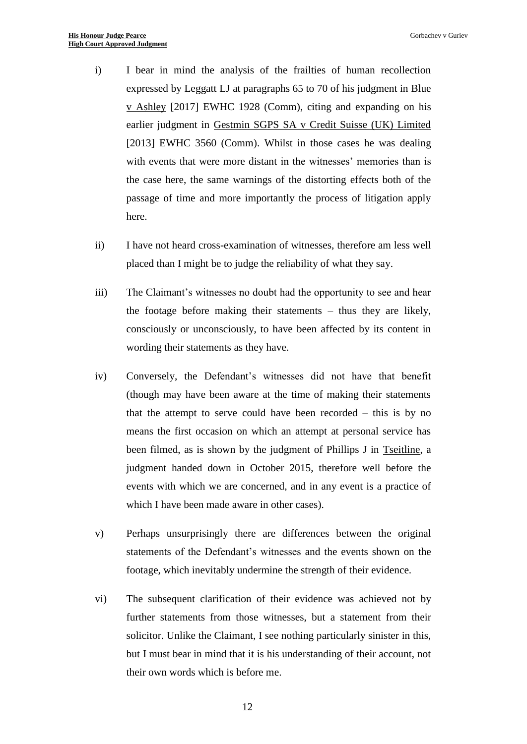i) I bear in mind the analysis of the frailties of human recollection expressed by Leggatt LJ at paragraphs 65 to 70 of his judgment in Blue v Ashley [2017] EWHC 1928 (Comm), citing and expanding on his earlier judgment in Gestmin SGPS SA v Credit Suisse (UK) Limited [2013] EWHC 3560 (Comm). Whilst in those cases he was dealing with events that were more distant in the witnesses' memories than is the case here, the same warnings of the distorting effects both of the passage of time and more importantly the process of litigation apply here.

ii) I have not heard cross-examination of witnesses, therefore am less well placed than I might be to judge the reliability of what they say.

iii) The Claimant's witnesses no doubt had the opportunity to see and hear the footage before making their statements – thus they are likely, consciously or unconsciously, to have been affected by its content in wording their statements as they have.

iv) Conversely, the Defendant's witnesses did not have that benefit (though may have been aware at the time of making their statements that the attempt to serve could have been recorded – this is by no means the first occasion on which an attempt at personal service has been filmed, as is shown by the judgment of Phillips J in Tseitline, a judgment handed down in October 2015, therefore well before the events with which we are concerned, and in any event is a practice of which I have been made aware in other cases).

v) Perhaps unsurprisingly there are differences between the original statements of the Defendant's witnesses and the events shown on the footage, which inevitably undermine the strength of their evidence.

vi) The subsequent clarification of their evidence was achieved not by further statements from those witnesses, but a statement from their solicitor. Unlike the Claimant, I see nothing particularly sinister in this, but I must bear in mind that it is his understanding of their account, not their own words which is before me.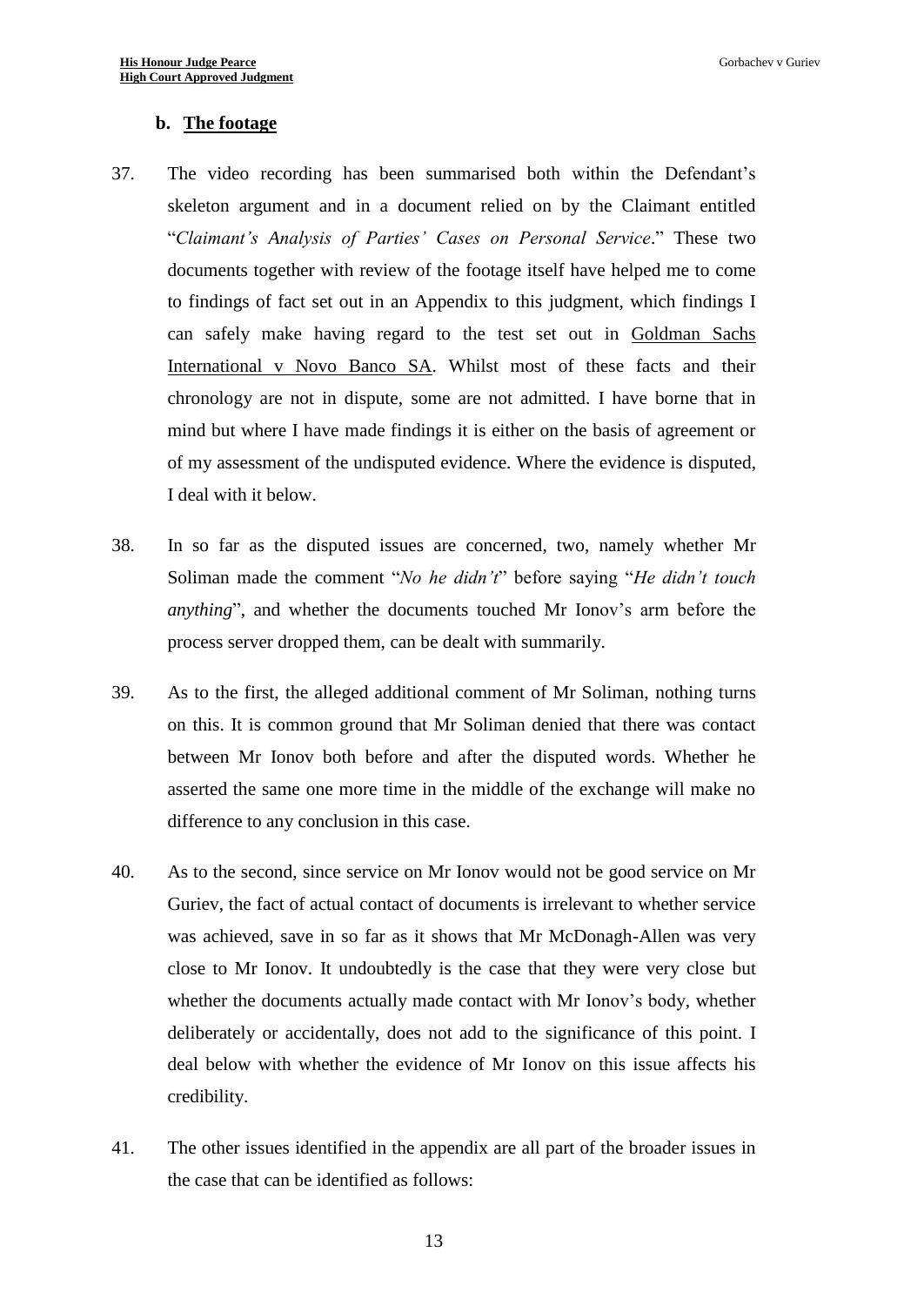### b. The footage

37. The video recording has been summarised both within the Defendant's skeleton argument and in a document relied on by the Claimant entitled "*Claimant's Analysis of Parties' Cases on Personal Service*." These two documents together with review of the footage itself have helped me to come to findings of fact set out in an Appendix to this judgment, which findings I can safely make having regard to the test set out in Goldman Sachs International v Novo Banco SA. Whilst most of these facts and their chronology are not in dispute, some are not admitted. I have borne that in mind but where I have made findings it is either on the basis of agreement or of my assessment of the undisputed evidence. Where the evidence is disputed, I deal with it below.

38. In so far as the disputed issues are concerned, two, namely whether Mr Soliman made the comment "*No he didn't*" before saying "*He didn't touch anything*", and whether the documents touched Mr Ionov's arm before the process server dropped them, can be dealt with summarily.

39. As to the first, the alleged additional comment of Mr Soliman, nothing turns on this. It is common ground that Mr Soliman denied that there was contact between Mr Ionov both before and after the disputed words. Whether he asserted the same one more time in the middle of the exchange will make no difference to any conclusion in this case.

40. As to the second, since service on Mr Ionov would not be good service on Mr Guriev, the fact of actual contact of documents is irrelevant to whether service was achieved, save in so far as it shows that Mr McDonagh-Allen was very close to Mr Ionov. It undoubtedly is the case that they were very close but whether the documents actually made contact with Mr Ionov's body, whether deliberately or accidentally, does not add to the significance of this point. I deal below with whether the evidence of Mr Ionov on this issue affects his credibility.

41. The other issues identified in the appendix are all part of the broader issues in the case that can be identified as follows: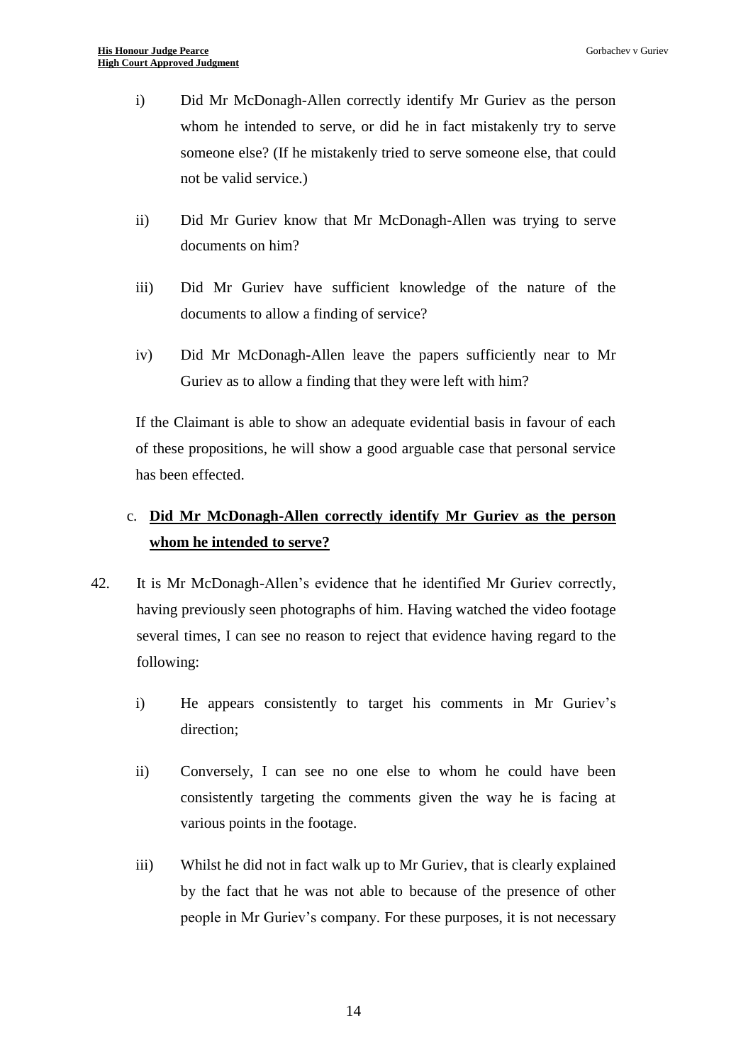i) Did Mr McDonagh-Allen correctly identify Mr Guriev as the person whom he intended to serve, or did he in fact mistakenly try to serve someone else? (If he mistakenly tried to serve someone else, that could not be valid service.)

ii) Did Mr Guriev know that Mr McDonagh-Allen was trying to serve documents on him?

iii) Did Mr Guriev have sufficient knowledge of the nature of the documents to allow a finding of service?

iv) Did Mr McDonagh-Allen leave the papers sufficiently near to Mr Guriev as to allow a finding that they were left with him?

If the Claimant is able to show an adequate evidential basis in favour of each of these propositions, he will show a good arguable case that personal service has been effected.

### c. **Did Mr McDonagh-Allen correctly identify Mr Guriev as the person whom he intended to serve?**

42. It is Mr McDonagh-Allen's evidence that he identified Mr Guriev correctly, having previously seen photographs of him. Having watched the video footage several times, I can see no reason to reject that evidence having regard to the following:

    i) He appears consistently to target his comments in Mr Guriev's direction;

    ii) Conversely, I can see no one else to whom he could have been consistently targeting the comments given the way he is facing at various points in the footage.

    iii) Whilst he did not in fact walk up to Mr Guriev, that is clearly explained by the fact that he was not able to because of the presence of other people in Mr Guriev's company. For these purposes, it is not necessary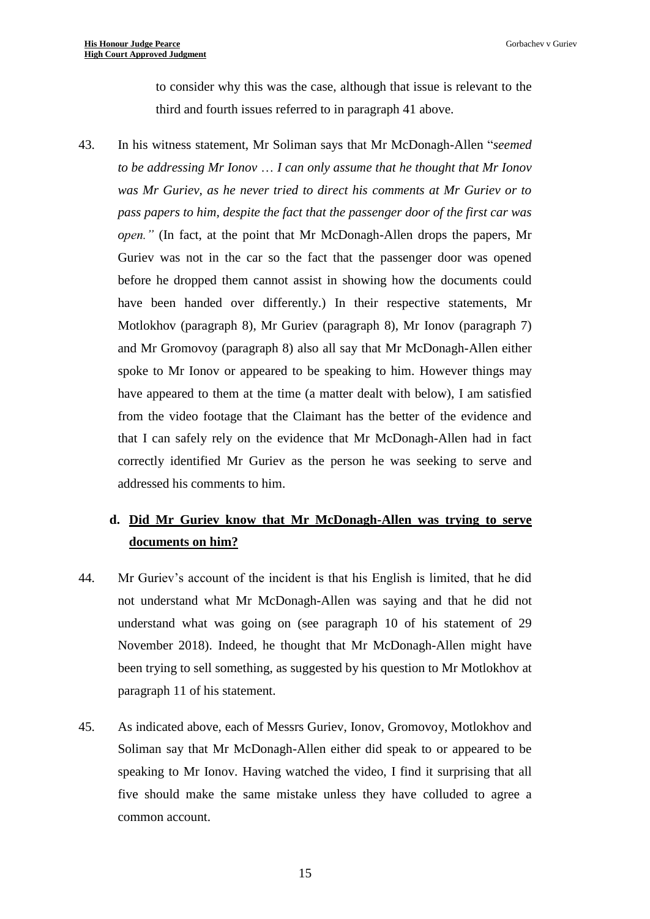to consider why this was the case, although that issue is relevant to the third and fourth issues referred to in paragraph 41 above.

43. In his witness statement, Mr Soliman says that Mr McDonagh-Allen "*seemed to be addressing Mr Ionov … I can only assume that he thought that Mr Ionov was Mr Guriev, as he never tried to direct his comments at Mr Guriev or to pass papers to him, despite the fact that the passenger door of the first car was open."* (In fact, at the point that Mr McDonagh-Allen drops the papers, Mr Guriev was not in the car so the fact that the passenger door was opened before he dropped them cannot assist in showing how the documents could have been handed over differently.) In their respective statements, Mr Motlokhov (paragraph 8), Mr Guriev (paragraph 8), Mr Ionov (paragraph 7) and Mr Gromovoy (paragraph 8) also all say that Mr McDonagh-Allen either spoke to Mr Ionov or appeared to be speaking to him. However things may have appeared to them at the time (a matter dealt with below), I am satisfied from the video footage that the Claimant has the better of the evidence and that I can safely rely on the evidence that Mr McDonagh-Allen had in fact correctly identified Mr Guriev as the person he was seeking to serve and addressed his comments to him.

### d. Did Mr Guriev know that Mr McDonagh-Allen was trying to serve documents on him?

44. Mr Guriev's account of the incident is that his English is limited, that he did not understand what Mr McDonagh-Allen was saying and that he did not understand what was going on (see paragraph 10 of his statement of 29 November 2018). Indeed, he thought that Mr McDonagh-Allen might have been trying to sell something, as suggested by his question to Mr Motlokhov at paragraph 11 of his statement.

45. As indicated above, each of Messrs Guriev, Ionov, Gromovoy, Motlokhov and Soliman say that Mr McDonagh-Allen either did speak to or appeared to be speaking to Mr Ionov. Having watched the video, I find it surprising that all five should make the same mistake unless they have colluded to agree a common account.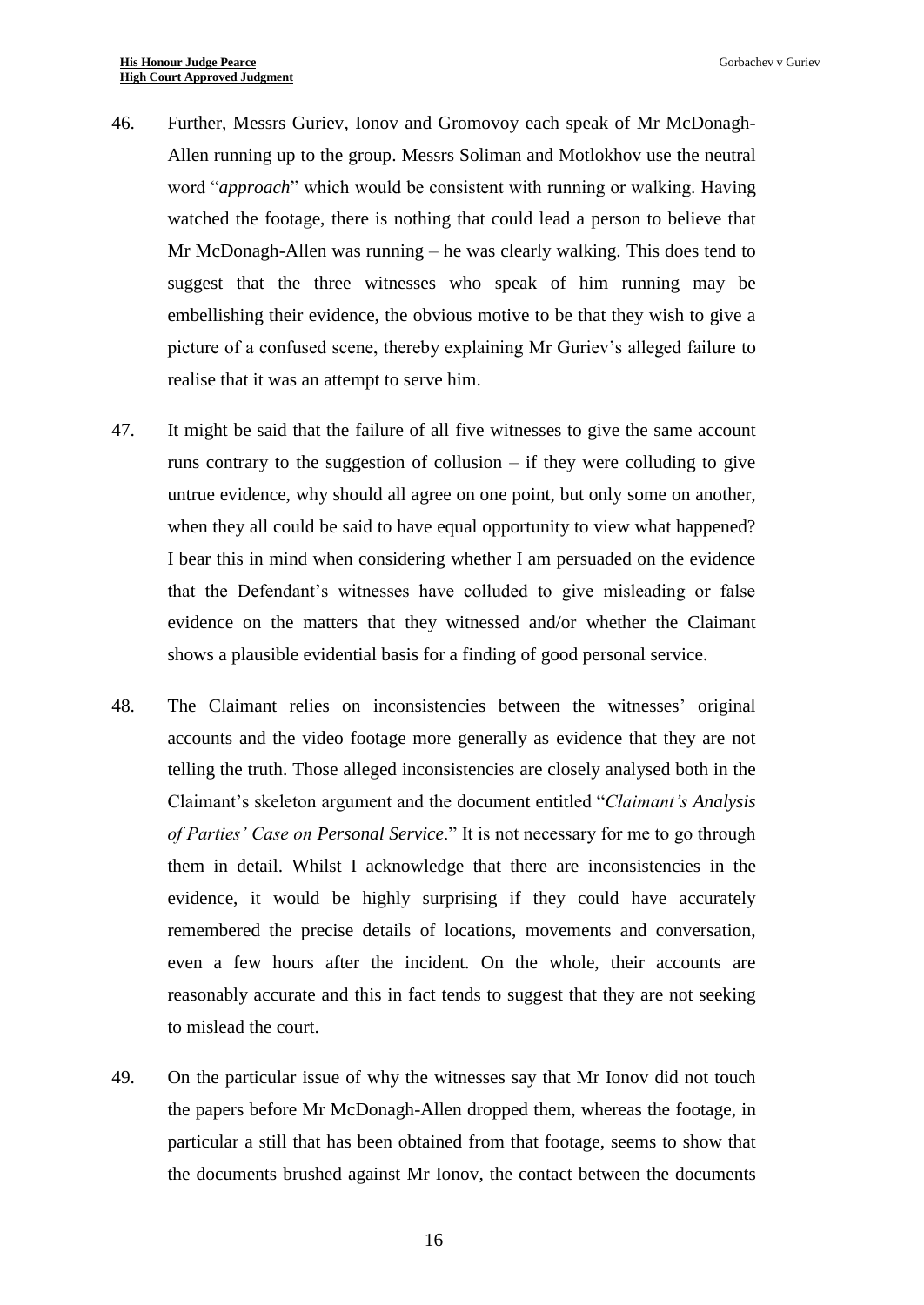46. Further, Messrs Guriev, Ionov and Gromovoy each speak of Mr McDonagh-Allen running up to the group. Messrs Soliman and Motlokhov use the neutral word "*approach*" which would be consistent with running or walking. Having watched the footage, there is nothing that could lead a person to believe that Mr McDonagh-Allen was running – he was clearly walking. This does tend to suggest that the three witnesses who speak of him running may be embellishing their evidence, the obvious motive to be that they wish to give a picture of a confused scene, thereby explaining Mr Guriev's alleged failure to realise that it was an attempt to serve him.

47. It might be said that the failure of all five witnesses to give the same account runs contrary to the suggestion of collusion – if they were colluding to give untrue evidence, why should all agree on one point, but only some on another, when they all could be said to have equal opportunity to view what happened? I bear this in mind when considering whether I am persuaded on the evidence that the Defendant's witnesses have colluded to give misleading or false evidence on the matters that they witnessed and/or whether the Claimant shows a plausible evidential basis for a finding of good personal service.

48. The Claimant relies on inconsistencies between the witnesses' original accounts and the video footage more generally as evidence that they are not telling the truth. Those alleged inconsistencies are closely analysed both in the Claimant's skeleton argument and the document entitled "*Claimant's Analysis of Parties' Case on Personal Service*." It is not necessary for me to go through them in detail. Whilst I acknowledge that there are inconsistencies in the evidence, it would be highly surprising if they could have accurately remembered the precise details of locations, movements and conversation, even a few hours after the incident. On the whole, their accounts are reasonably accurate and this in fact tends to suggest that they are not seeking to mislead the court.

49. On the particular issue of why the witnesses say that Mr Ionov did not touch the papers before Mr McDonagh-Allen dropped them, whereas the footage, in particular a still that has been obtained from that footage, seems to show that the documents brushed against Mr Ionov, the contact between the documents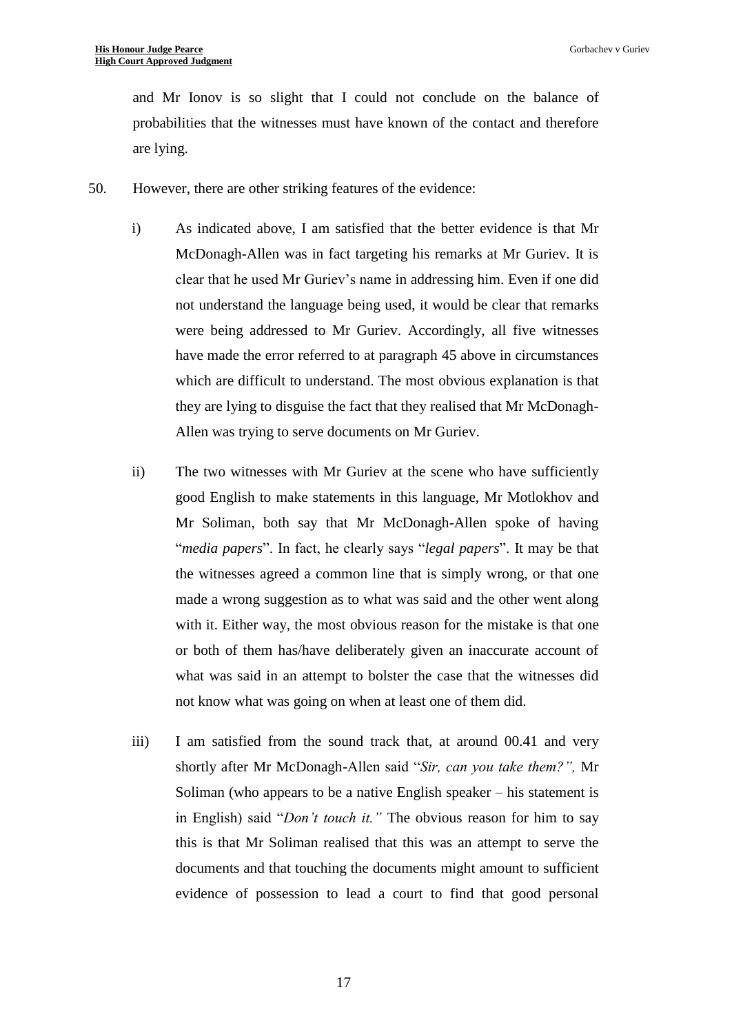and Mr Ionov is so slight that I could not conclude on the balance of probabilities that the witnesses must have known of the contact and therefore are lying.

50. However, there are other striking features of the evidence:

   i) As indicated above, I am satisfied that the better evidence is that Mr McDonagh-Allen was in fact targeting his remarks at Mr Guriev. It is clear that he used Mr Guriev's name in addressing him. Even if one did not understand the language being used, it would be clear that remarks were being addressed to Mr Guriev. Accordingly, all five witnesses have made the error referred to at paragraph 45 above in circumstances which are difficult to understand. The most obvious explanation is that they are lying to disguise the fact that they realised that Mr McDonagh-Allen was trying to serve documents on Mr Guriev.

   ii) The two witnesses with Mr Guriev at the scene who have sufficiently good English to make statements in this language, Mr Motlokhov and Mr Soliman, both say that Mr McDonagh-Allen spoke of having "*media papers*". In fact, he clearly says "*legal papers*". It may be that the witnesses agreed a common line that is simply wrong, or that one made a wrong suggestion as to what was said and the other went along with it. Either way, the most obvious reason for the mistake is that one or both of them has/have deliberately given an inaccurate account of what was said in an attempt to bolster the case that the witnesses did not know what was going on when at least one of them did.

   iii) I am satisfied from the sound track that, at around 00.41 and very shortly after Mr McDonagh-Allen said "*Sir, can you take them?",* Mr Soliman (who appears to be a native English speaker – his statement is in English) said "*Don't touch it."* The obvious reason for him to say this is that Mr Soliman realised that this was an attempt to serve the documents and that touching the documents might amount to sufficient evidence of possession to lead a court to find that good personal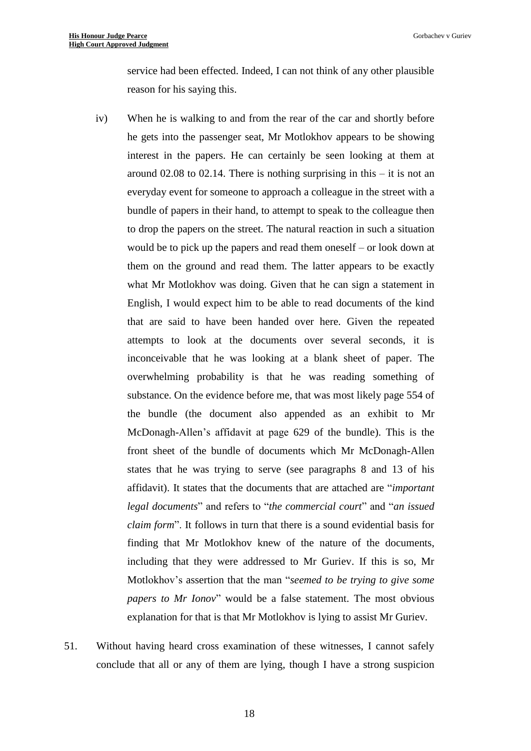service had been effected. Indeed, I can not think of any other plausible reason for his saying this.

iv) When he is walking to and from the rear of the car and shortly before he gets into the passenger seat, Mr Motlokhov appears to be showing interest in the papers. He can certainly be seen looking at them at around 02.08 to 02.14. There is nothing surprising in this – it is not an everyday event for someone to approach a colleague in the street with a bundle of papers in their hand, to attempt to speak to the colleague then to drop the papers on the street. The natural reaction in such a situation would be to pick up the papers and read them oneself – or look down at them on the ground and read them. The latter appears to be exactly what Mr Motlokhov was doing. Given that he can sign a statement in English, I would expect him to be able to read documents of the kind that are said to have been handed over here. Given the repeated attempts to look at the documents over several seconds, it is inconceivable that he was looking at a blank sheet of paper. The overwhelming probability is that he was reading something of substance. On the evidence before me, that was most likely page 554 of the bundle (the document also appended as an exhibit to Mr McDonagh-Allen's affidavit at page 629 of the bundle). This is the front sheet of the bundle of documents which Mr McDonagh-Allen states that he was trying to serve (see paragraphs 8 and 13 of his affidavit). It states that the documents that are attached are "*important legal documents*" and refers to "*the commercial court*" and "*an issued claim form*". It follows in turn that there is a sound evidential basis for finding that Mr Motlokhov knew of the nature of the documents, including that they were addressed to Mr Guriev. If this is so, Mr Motlokhov's assertion that the man "*seemed to be trying to give some papers to Mr Ionov*" would be a false statement. The most obvious explanation for that is that Mr Motlokhov is lying to assist Mr Guriev.

51. Without having heard cross examination of these witnesses, I cannot safely conclude that all or any of them are lying, though I have a strong suspicion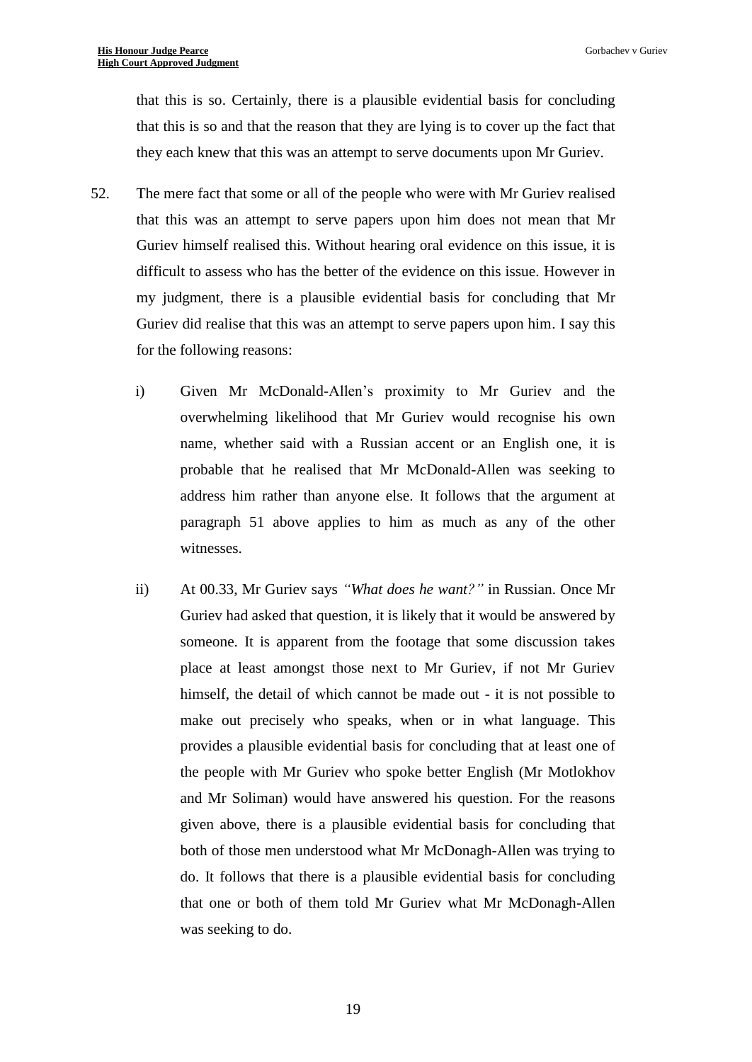that this is so. Certainly, there is a plausible evidential basis for concluding that this is so and that the reason that they are lying is to cover up the fact that they each knew that this was an attempt to serve documents upon Mr Guriev.

52. The mere fact that some or all of the people who were with Mr Guriev realised that this was an attempt to serve papers upon him does not mean that Mr Guriev himself realised this. Without hearing oral evidence on this issue, it is difficult to assess who has the better of the evidence on this issue. However in my judgment, there is a plausible evidential basis for concluding that Mr Guriev did realise that this was an attempt to serve papers upon him. I say this for the following reasons:

    i) Given Mr McDonald-Allen's proximity to Mr Guriev and the overwhelming likelihood that Mr Guriev would recognise his own name, whether said with a Russian accent or an English one, it is probable that he realised that Mr McDonald-Allen was seeking to address him rather than anyone else. It follows that the argument at paragraph 51 above applies to him as much as any of the other witnesses.

    ii) At 00.33, Mr Guriev says *"What does he want?"* in Russian. Once Mr Guriev had asked that question, it is likely that it would be answered by someone. It is apparent from the footage that some discussion takes place at least amongst those next to Mr Guriev, if not Mr Guriev himself, the detail of which cannot be made out - it is not possible to make out precisely who speaks, when or in what language. This provides a plausible evidential basis for concluding that at least one of the people with Mr Guriev who spoke better English (Mr Motlokhov and Mr Soliman) would have answered his question. For the reasons given above, there is a plausible evidential basis for concluding that both of those men understood what Mr McDonagh-Allen was trying to do. It follows that there is a plausible evidential basis for concluding that one or both of them told Mr Guriev what Mr McDonagh-Allen was seeking to do.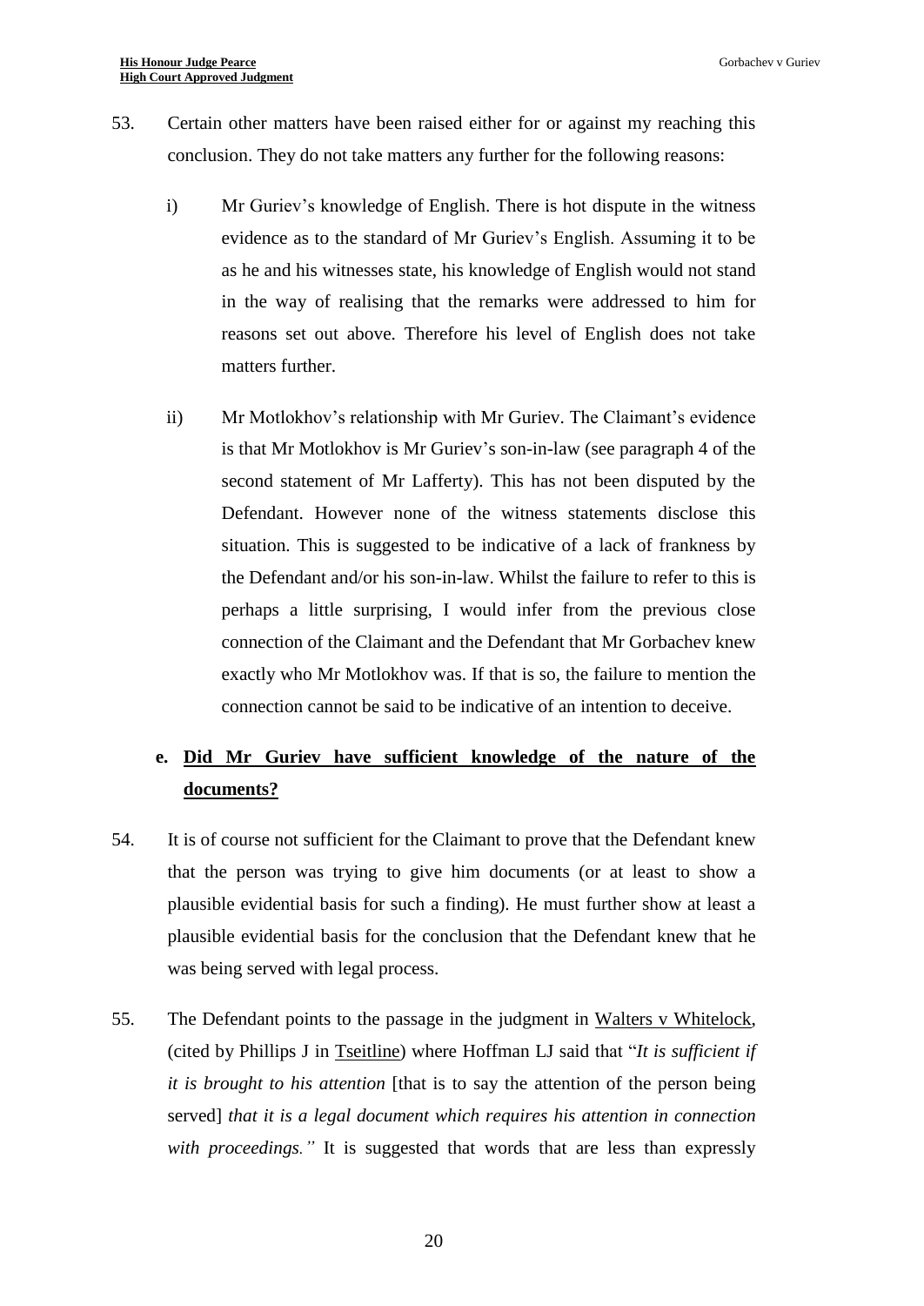53. Certain other matters have been raised either for or against my reaching this conclusion. They do not take matters any further for the following reasons:

    i) Mr Guriev's knowledge of English. There is hot dispute in the witness evidence as to the standard of Mr Guriev's English. Assuming it to be as he and his witnesses state, his knowledge of English would not stand in the way of realising that the remarks were addressed to him for reasons set out above. Therefore his level of English does not take matters further.

    ii) Mr Motlokhov's relationship with Mr Guriev. The Claimant's evidence is that Mr Motlokhov is Mr Guriev's son-in-law (see paragraph 4 of the second statement of Mr Lafferty). This has not been disputed by the Defendant. However none of the witness statements disclose this situation. This is suggested to be indicative of a lack of frankness by the Defendant and/or his son-in-law. Whilst the failure to refer to this is perhaps a little surprising, I would infer from the previous close connection of the Claimant and the Defendant that Mr Gorbachev knew exactly who Mr Motlokhov was. If that is so, the failure to mention the connection cannot be said to be indicative of an intention to deceive.

### e. Did Mr Guriev have sufficient knowledge of the nature of the documents?

54. It is of course not sufficient for the Claimant to prove that the Defendant knew that the person was trying to give him documents (or at least to show a plausible evidential basis for such a finding). He must further show at least a plausible evidential basis for the conclusion that the Defendant knew that he was being served with legal process.

55. The Defendant points to the passage in the judgment in Walters v Whitelock, (cited by Phillips J in Tseitline) where Hoffman LJ said that "*It is sufficient if it is brought to his attention* [that is to say the attention of the person being served] *that it is a legal document which requires his attention in connection with proceedings.*" It is suggested that words that are less than expressly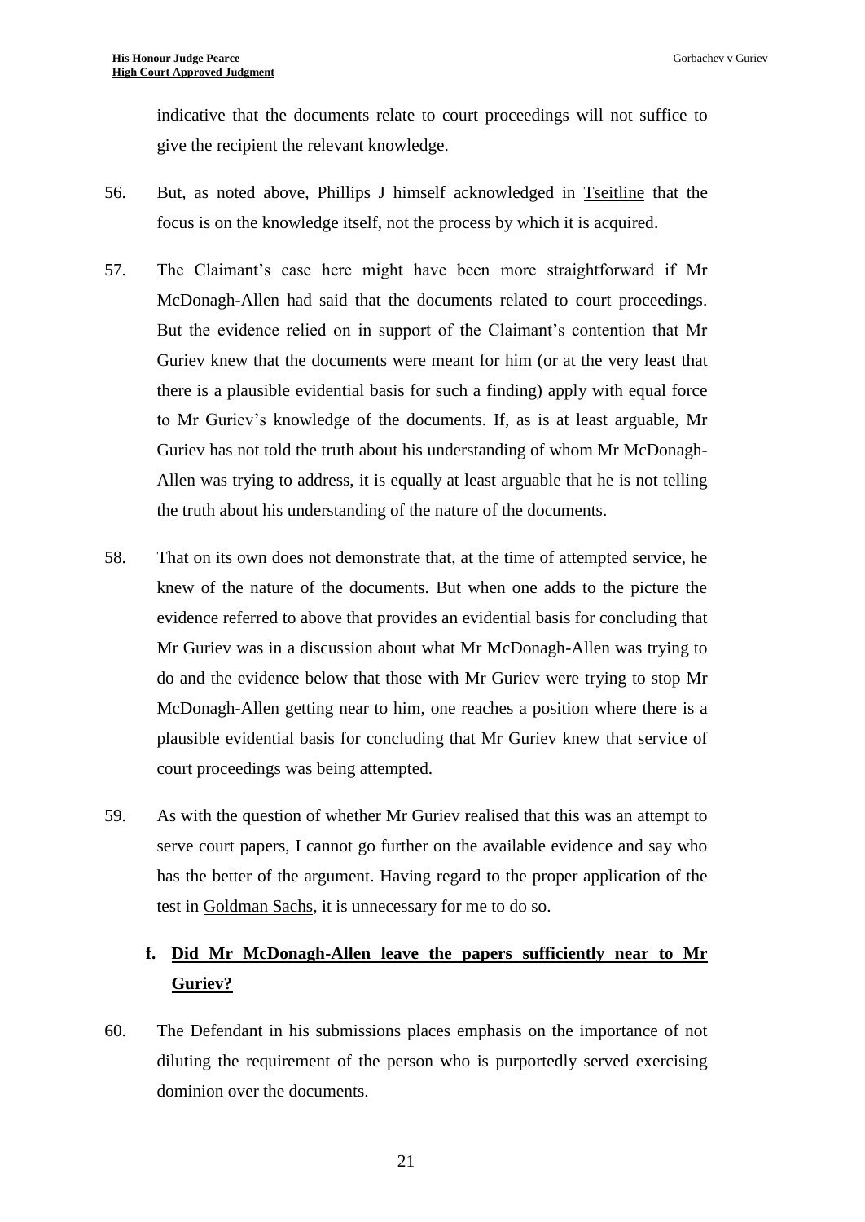indicative that the documents relate to court proceedings will not suffice to give the recipient the relevant knowledge.

56. But, as noted above, Phillips J himself acknowledged in Tseitline that the focus is on the knowledge itself, not the process by which it is acquired.

57. The Claimant's case here might have been more straightforward if Mr McDonagh-Allen had said that the documents related to court proceedings. But the evidence relied on in support of the Claimant's contention that Mr Guriev knew that the documents were meant for him (or at the very least that there is a plausible evidential basis for such a finding) apply with equal force to Mr Guriev's knowledge of the documents. If, as is at least arguable, Mr Guriev has not told the truth about his understanding of whom Mr McDonagh-Allen was trying to address, it is equally at least arguable that he is not telling the truth about his understanding of the nature of the documents.

58. That on its own does not demonstrate that, at the time of attempted service, he knew of the nature of the documents. But when one adds to the picture the evidence referred to above that provides an evidential basis for concluding that Mr Guriev was in a discussion about what Mr McDonagh-Allen was trying to do and the evidence below that those with Mr Guriev were trying to stop Mr McDonagh-Allen getting near to him, one reaches a position where there is a plausible evidential basis for concluding that Mr Guriev knew that service of court proceedings was being attempted.

59. As with the question of whether Mr Guriev realised that this was an attempt to serve court papers, I cannot go further on the available evidence and say who has the better of the argument. Having regard to the proper application of the test in Goldman Sachs, it is unnecessary for me to do so.

### f. Did Mr McDonagh-Allen leave the papers sufficiently near to Mr Guriev?

60. The Defendant in his submissions places emphasis on the importance of not diluting the requirement of the person who is purportedly served exercising dominion over the documents.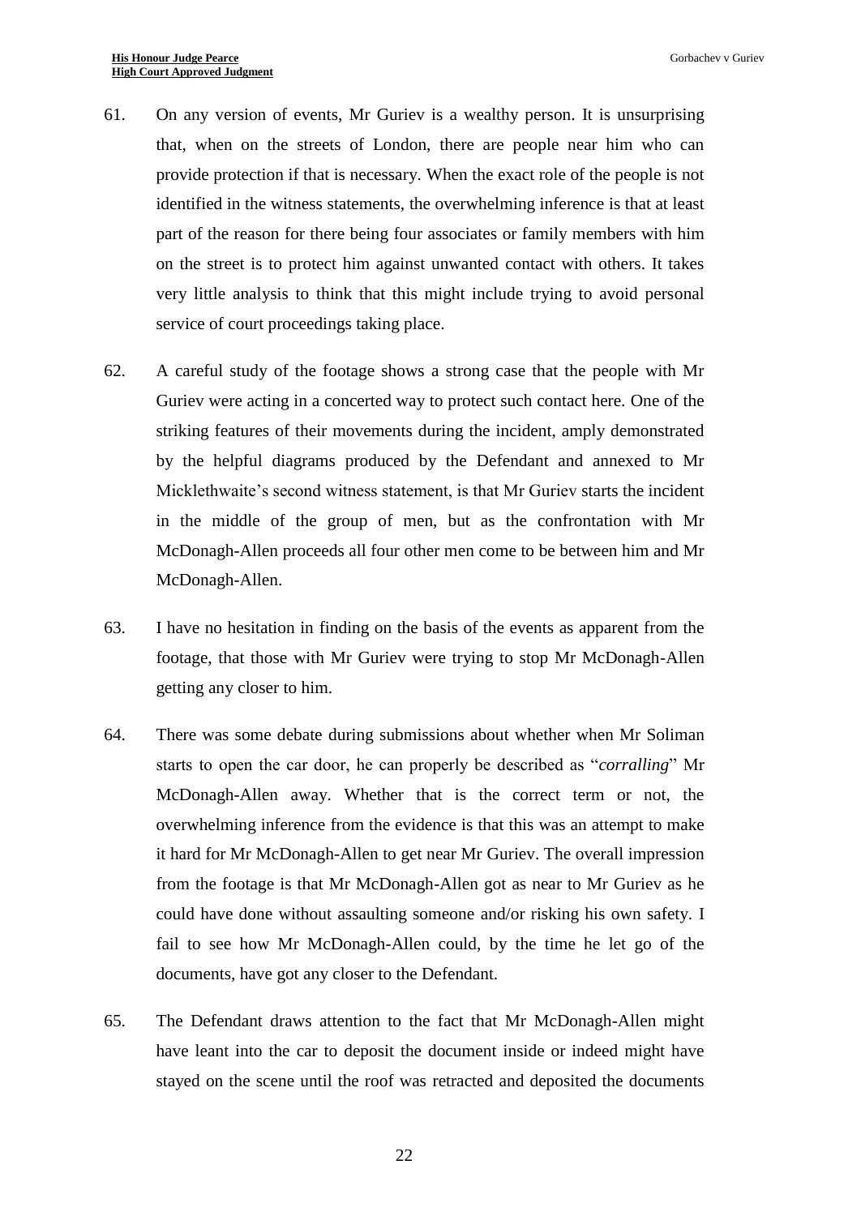61. On any version of events, Mr Guriev is a wealthy person. It is unsurprising that, when on the streets of London, there are people near him who can provide protection if that is necessary. When the exact role of the people is not identified in the witness statements, the overwhelming inference is that at least part of the reason for there being four associates or family members with him on the street is to protect him against unwanted contact with others. It takes very little analysis to think that this might include trying to avoid personal service of court proceedings taking place.

62. A careful study of the footage shows a strong case that the people with Mr Guriev were acting in a concerted way to protect such contact here. One of the striking features of their movements during the incident, amply demonstrated by the helpful diagrams produced by the Defendant and annexed to Mr Micklethwaite's second witness statement, is that Mr Guriev starts the incident in the middle of the group of men, but as the confrontation with Mr McDonagh-Allen proceeds all four other men come to be between him and Mr McDonagh-Allen.

63. I have no hesitation in finding on the basis of the events as apparent from the footage, that those with Mr Guriev were trying to stop Mr McDonagh-Allen getting any closer to him.

64. There was some debate during submissions about whether when Mr Soliman starts to open the car door, he can properly be described as "*corralling*" Mr McDonagh-Allen away. Whether that is the correct term or not, the overwhelming inference from the evidence is that this was an attempt to make it hard for Mr McDonagh-Allen to get near Mr Guriev. The overall impression from the footage is that Mr McDonagh-Allen got as near to Mr Guriev as he could have done without assaulting someone and/or risking his own safety. I fail to see how Mr McDonagh-Allen could, by the time he let go of the documents, have got any closer to the Defendant.

65. The Defendant draws attention to the fact that Mr McDonagh-Allen might have leant into the car to deposit the document inside or indeed might have stayed on the scene until the roof was retracted and deposited the documents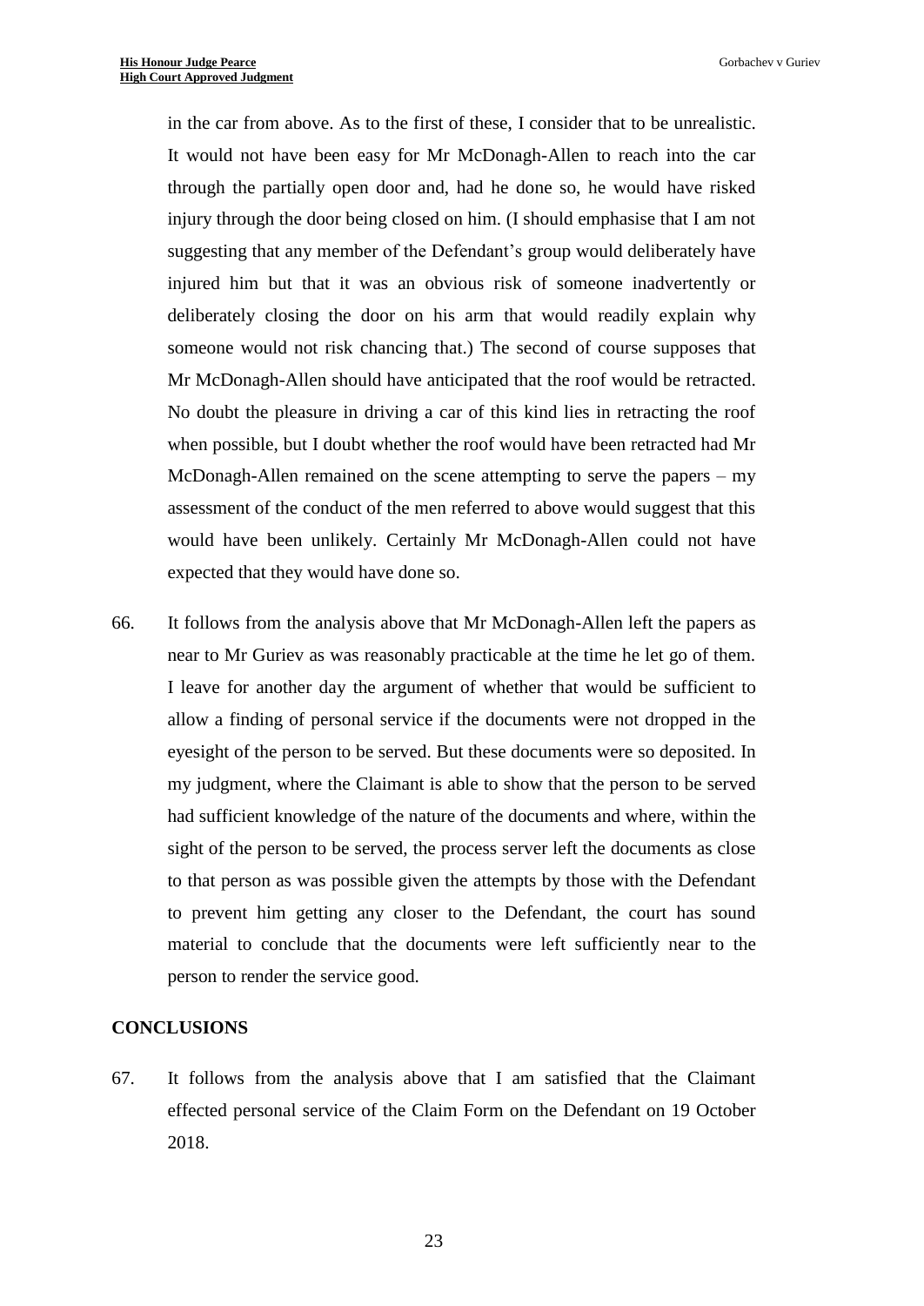in the car from above. As to the first of these, I consider that to be unrealistic. It would not have been easy for Mr McDonagh-Allen to reach into the car through the partially open door and, had he done so, he would have risked injury through the door being closed on him. (I should emphasise that I am not suggesting that any member of the Defendant's group would deliberately have injured him but that it was an obvious risk of someone inadvertently or deliberately closing the door on his arm that would readily explain why someone would not risk chancing that.) The second of course supposes that Mr McDonagh-Allen should have anticipated that the roof would be retracted. No doubt the pleasure in driving a car of this kind lies in retracting the roof when possible, but I doubt whether the roof would have been retracted had Mr McDonagh-Allen remained on the scene attempting to serve the papers – my assessment of the conduct of the men referred to above would suggest that this would have been unlikely. Certainly Mr McDonagh-Allen could not have expected that they would have done so.

66. It follows from the analysis above that Mr McDonagh-Allen left the papers as near to Mr Guriev as was reasonably practicable at the time he let go of them. I leave for another day the argument of whether that would be sufficient to allow a finding of personal service if the documents were not dropped in the eyesight of the person to be served. But these documents were so deposited. In my judgment, where the Claimant is able to show that the person to be served had sufficient knowledge of the nature of the documents and where, within the sight of the person to be served, the process server left the documents as close to that person as was possible given the attempts by those with the Defendant to prevent him getting any closer to the Defendant, the court has sound material to conclude that the documents were left sufficiently near to the person to render the service good.

## CONCLUSIONS

67. It follows from the analysis above that I am satisfied that the Claimant effected personal service of the Claim Form on the Defendant on 19 October 2018.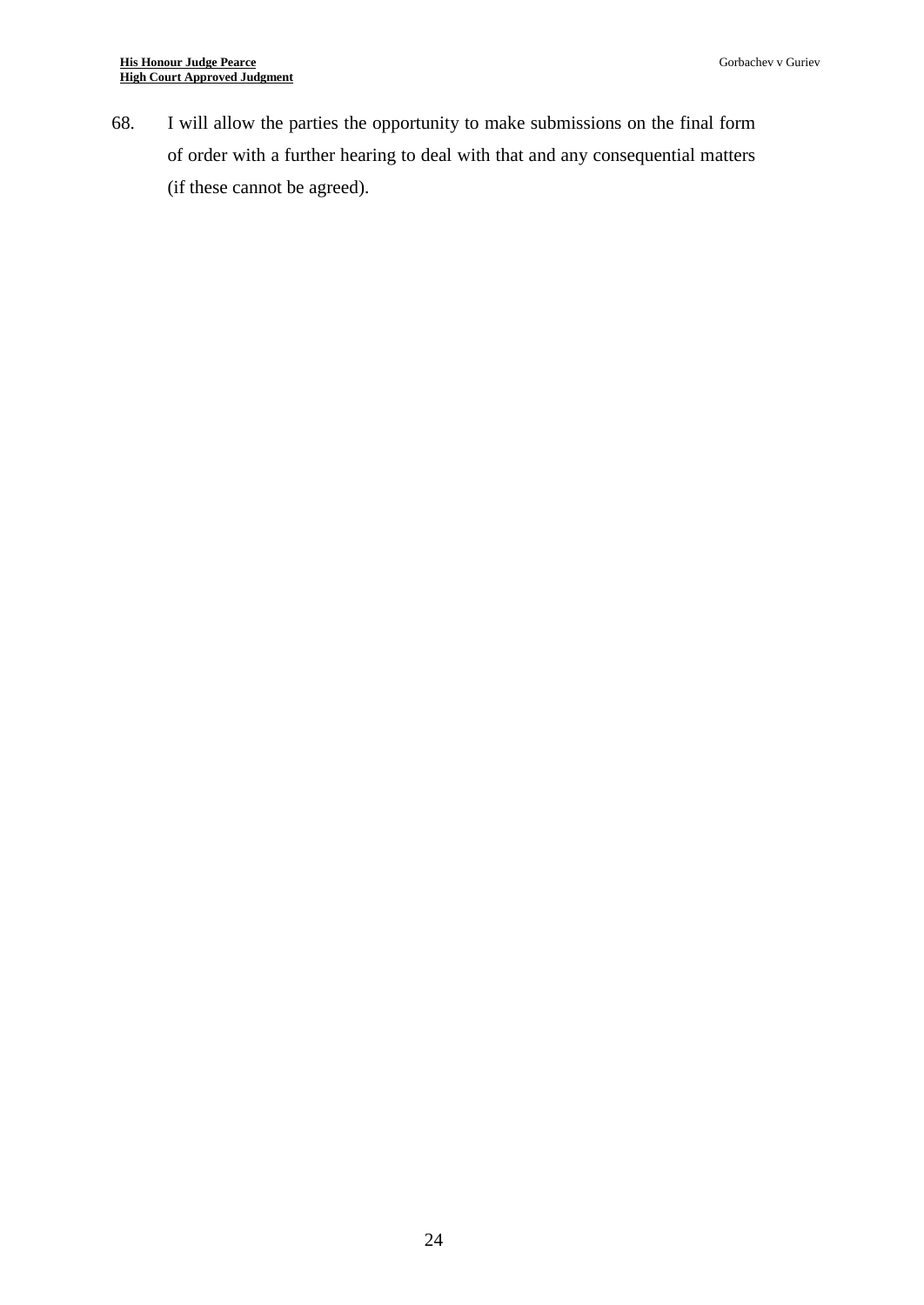68. I will allow the parties the opportunity to make submissions on the final form of order with a further hearing to deal with that and any consequential matters (if these cannot be agreed).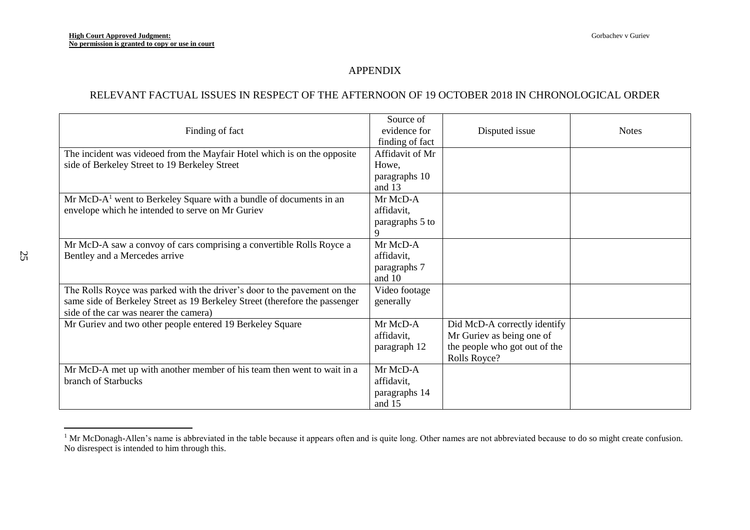# APPENDIX

## RELEVANT FACTUAL ISSUES IN RESPECT OF THE AFTERNOON OF 19 OCTOBER 2018 IN CHRONOLOGICAL ORDER

| Finding of fact | Source of evidence for finding of fact | Disputed issue | Notes |
|---|---|---|---|
| The incident was videoed from the Mayfair Hotel which is on the opposite side of Berkeley Street to 19 Berkeley Street | Affidavit of Mr Howe, paragraphs 10 and 13 | | |
| Mr McD-A[1] went to Berkeley Square with a bundle of documents in an envelope which he intended to serve on Mr Guriev | Mr McD-A affidavit, paragraphs 5 to 9 | | |
| Mr McD-A saw a convoy of cars comprising a convertible Rolls Royce a Bentley and a Mercedes arrive | Mr McD-A affidavit, paragraphs 7 and 10 | | |
| The Rolls Royce was parked with the driver's door to the pavement on the same side of Berkeley Street as 19 Berkeley Street (therefore the passenger side of the car was nearer the camera) | Video footage generally | | |
| Mr Guriev and two other people entered 19 Berkeley Square | Mr McD-A affidavit, paragraph 12 | Did McD-A correctly identify Mr Guriev as being one of the people who got out of the Rolls Royce? | |
| Mr McD-A met up with another member of his team then went to wait in a branch of Starbucks | Mr McD-A affidavit, paragraphs 14 and 15 | | |

[1] Mr McDonagh-Allen's name is abbreviated in the table because it appears often and is quite long. Other names are not abbreviated because to do so might create confusion. No disrespect is intended to him through this.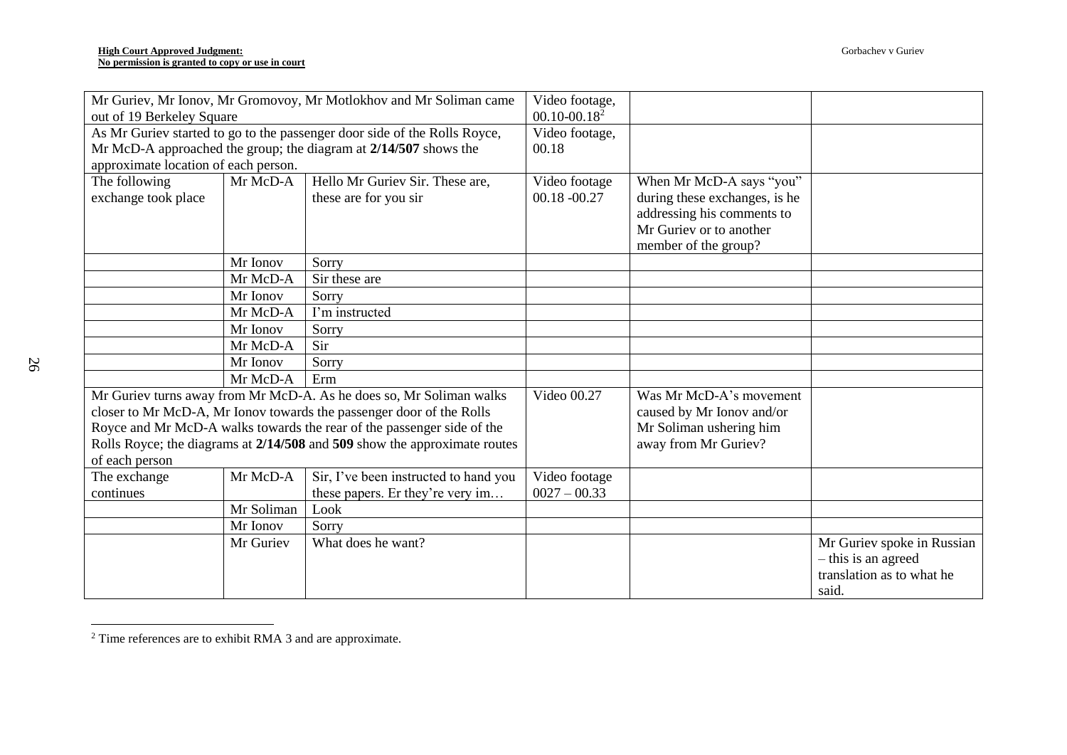| | | | | | |
|---|---|---|---|---|---|
| Mr Guriev, Mr Ionov, Mr Gromovoy, Mr Motlokhov and Mr Soliman came out of 19 Berkeley Square | | | Video footage, 00.10-00.18[2] | | |
| As Mr Guriev started to go to the passenger door side of the Rolls Royce, Mr McD-A approached the group; the diagram at **2/14/507** shows the approximate location of each person. | | | Video footage, 00.18 | | |
| The following exchange took place | Mr McD-A | Hello Mr Guriev Sir. These are, these are for you sir | Video footage 00.18 -00.27 | When Mr McD-A says "you" during these exchanges, is he addressing his comments to Mr Guriev or to another member of the group? | |
| | Mr Ionov | Sorry | | | |
| | Mr McD-A | Sir these are | | | |
| | Mr Ionov | Sorry | | | |
| | Mr McD-A | I'm instructed | | | |
| | Mr Ionov | Sorry | | | |
| | Mr McD-A | Sir | | | |
| | Mr Ionov | Sorry | | | |
| | Mr McD-A | Erm | | | |
| Mr Guriev turns away from Mr McD-A. As he does so, Mr Soliman walks closer to Mr McD-A, Mr Ionov towards the passenger door of the Rolls Royce and Mr McD-A walks towards the rear of the passenger side of the Rolls Royce; the diagrams at **2/14/508** and **509** show the approximate routes of each person | | | Video 00.27 | Was Mr McD-A's movement caused by Mr Ionov and/or Mr Soliman ushering him away from Mr Guriev? | |
| The exchange continues | Mr McD-A | Sir, I've been instructed to hand you these papers. Er they're very im… | Video footage 0027 – 00.33 | | |
| | Mr Soliman | Look | | | |
| | Mr Ionov | Sorry | | | |
| | Mr Guriev | What does he want? | | | Mr Guriev spoke in Russian – this is an agreed translation as to what he said. |

[2] Time references are to exhibit RMA 3 and are approximate.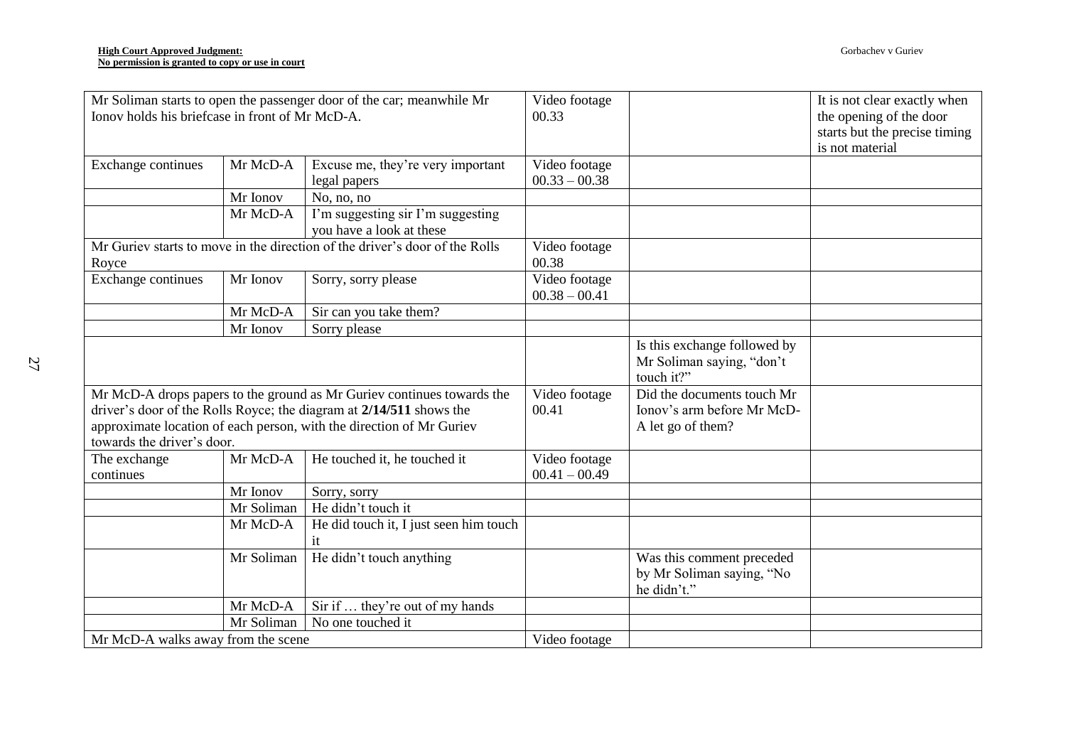| | | | | | |
|---|---|---|---|---|---|
| Mr Soliman starts to open the passenger door of the car; meanwhile Mr Ionov holds his briefcase in front of Mr McD-A. | | | Video footage 00.33 | | It is not clear exactly when the opening of the door starts but the precise timing is not material |
| Exchange continues | Mr McD-A | Excuse me, they're very important legal papers | Video footage 00.33 – 00.38 | | |
| | Mr Ionov | No, no, no | | | |
| | Mr McD-A | I'm suggesting sir I'm suggesting you have a look at these | | | |
| Mr Guriev starts to move in the direction of the driver's door of the Rolls Royce | | | Video footage 00.38 | | |
| Exchange continues | Mr Ionov | Sorry, sorry please | Video footage 00.38 – 00.41 | | |
| | Mr McD-A | Sir can you take them? | | | |
| | Mr Ionov | Sorry please | | | |
| | | | | Is this exchange followed by Mr Soliman saying, "don't touch it?" | |
| Mr McD-A drops papers to the ground as Mr Guriev continues towards the driver's door of the Rolls Royce; the diagram at **2/14/511** shows the approximate location of each person, with the direction of Mr Guriev towards the driver's door. | | | Video footage 00.41 | Did the documents touch Mr Ionov's arm before Mr McD-A let go of them? | |
| The exchange continues | Mr McD-A | He touched it, he touched it | Video footage 00.41 – 00.49 | | |
| | Mr Ionov | Sorry, sorry | | | |
| | Mr Soliman | He didn't touch it | | | |
| | Mr McD-A | He did touch it, I just seen him touch it | | | |
| | Mr Soliman | He didn't touch anything | | Was this comment preceded by Mr Soliman saying, "No he didn't." | |
| | Mr McD-A | Sir if … they're out of my hands | | | |
| | Mr Soliman | No one touched it | | | |
| Mr McD-A walks away from the scene | | | Video footage | | |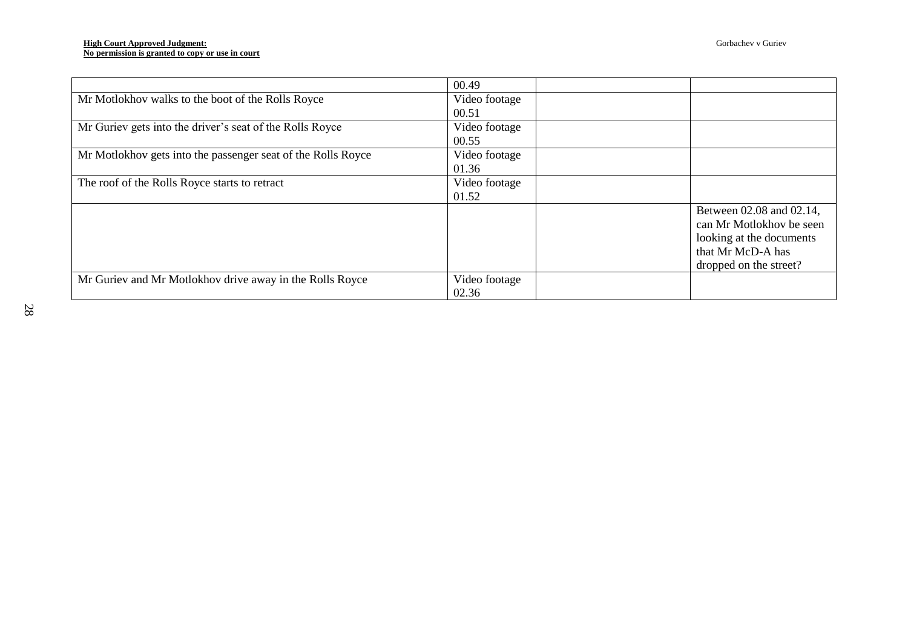| | | | |
|---|---|---|---|
| | 00.49 | | |
| Mr Motlokhov walks to the boot of the Rolls Royce | Video footage 00.51 | | |
| Mr Guriev gets into the driver's seat of the Rolls Royce | Video footage 00.55 | | |
| Mr Motlokhov gets into the passenger seat of the Rolls Royce | Video footage 01.36 | | |
| The roof of the Rolls Royce starts to retract | Video footage 01.52 | | |
| | | | Between 02.08 and 02.14, can Mr Motlokhov be seen looking at the documents that Mr McD-A has dropped on the street? |
| Mr Guriev and Mr Motlokhov drive away in the Rolls Royce | Video footage 02.36 | | |